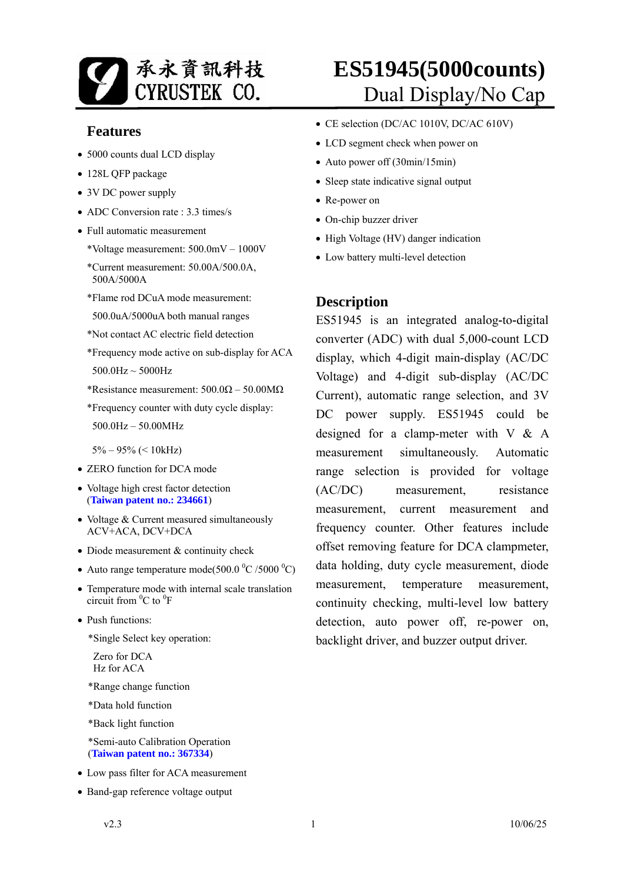承永資訊科技 CYRUSTEK CO.

# ES51945(5000counts)

## Dual Display/No Cap

## Features

- 5000 counts dual LCD display
- 128L QFP package
- 3V DC power supply
- ADC Conversion rate : 3.3 times/s
- Full automatic measurement
  - *Voltage measurement: 500.0mV – 1000V
  - *Current measurement: 50.00A/500.0A, 500A/5000A
  - *Flame rod DCuA mode measurement: 500.0uA/5000uA both manual ranges
  - *Not contact AC electric field detection
  - *Frequency mode active on sub-display for ACA 500.0Hz ~ 5000Hz
  - *Resistance measurement: 500.0Ω – 50.00MΩ
  - *Frequency counter with duty cycle display: 500.0Hz – 50.00MHz

    5% – 95% (< 10kHz)
- ZERO function for DCA mode
- Voltage high crest factor detection (**Taiwan patent no.: 234661**)
- Voltage & Current measured simultaneously ACV+ACA, DCV+DCA
- Diode measurement & continuity check
- Auto range temperature mode(500.0 $^{0}$C /5000 $^{0}$C)
- Temperature mode with internal scale translation circuit from $^{0}$C to $^{0}$F
- Push functions:
  - *Single Select key operation:

    Zero for DCA
    Hz for ACA
  - *Range change function
  - *Data hold function
  - *Back light function
  - *Semi-auto Calibration Operation (**Taiwan patent no.: 367334**)
- Low pass filter for ACA measurement
- Band-gap reference voltage output
- CE selection (DC/AC 1010V, DC/AC 610V)
- LCD segment check when power on
- Auto power off (30min/15min)
- Sleep state indicative signal output
- Re-power on
- On-chip buzzer driver
- High Voltage (HV) danger indication
- Low battery multi-level detection

## Description

ES51945 is an integrated analog-to-digital converter (ADC) with dual 5,000-count LCD display, which 4-digit main-display (AC/DC Voltage) and 4-digit sub-display (AC/DC Current), automatic range selection, and 3V DC power supply. ES51945 could be designed for a clamp-meter with V & A measurement simultaneously. Automatic range selection is provided for voltage (AC/DC) measurement, resistance measurement, current measurement and frequency counter. Other features include offset removing feature for DCA clampmeter, data holding, duty cycle measurement, diode measurement, temperature measurement, continuity checking, multi-level low battery detection, auto power off, re-power on, backlight driver, and buzzer output driver.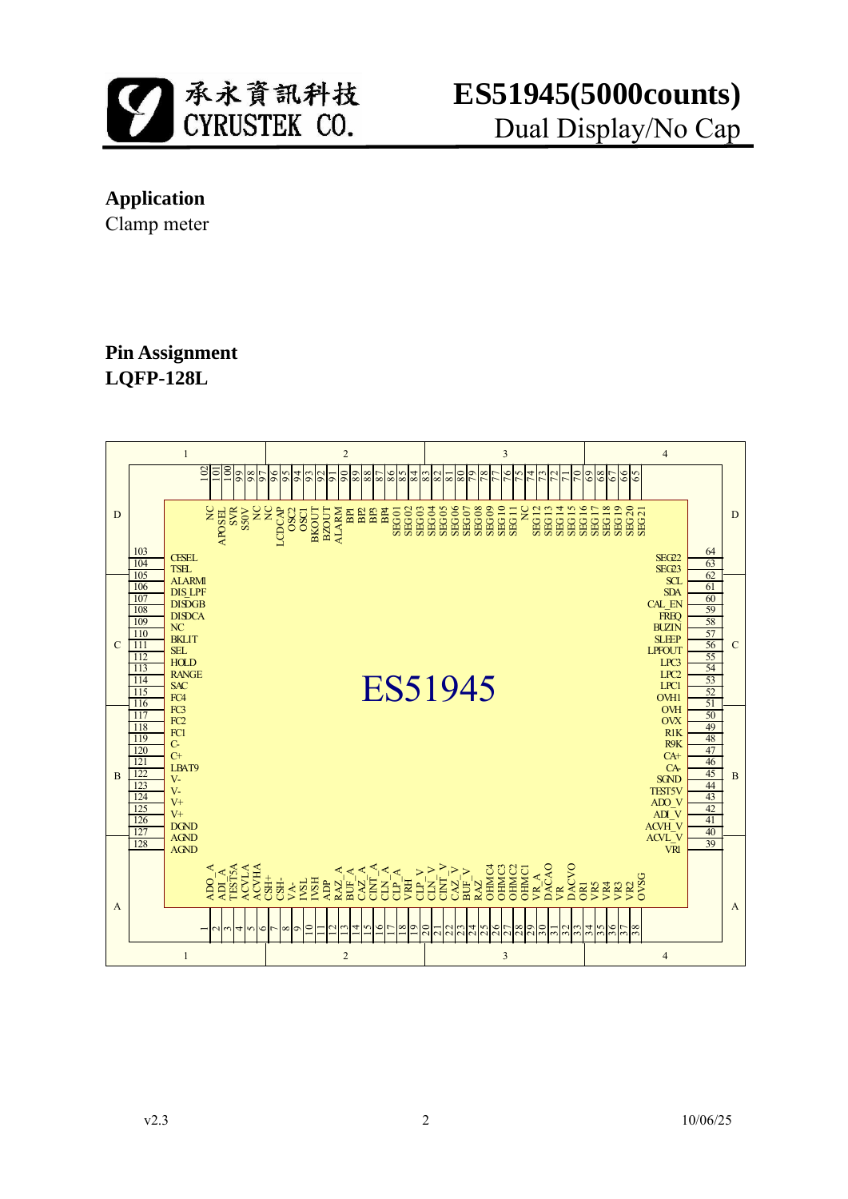# ES51945(5000counts)

Dual Display/No Cap

## Application

Clamp meter

## Pin Assignment

### LQFP-128L

| Pin | Name | Pin | Name | Pin | Name | Pin | Name |
|---|---|---|---|---|---|---|---|
| 1 | ADO_A | 33 | DACVO | 65 | SEG21 | 97 | NC |
| 2 | ADI_A | 34 | OR1 | 66 | SEG20 | 98 | NC |
| 3 | TEST5A | 35 | VR5 | 67 | SEG19 | 99 | S50V |
| 4 | ACVLA | 36 | VR4 | 68 | SEG18 | 100 | SVR |
| 5 | ACVHA | 37 | VR3 | 69 | SEG17 | 101 | APOSEL |
| 6 | CSH+ | 38 | VR2 | 70 | SEG16 | 102 | NC |
| 7 | CSH- | 39 | OVSG | 71 | SEG15 | 103 | CESEL |
| 8 | VA+ | 40 | VRI | 72 | SEG14 | 104 | TSEL |
| 9 | VA- | 41 | ACVL_V | 73 | SEG13 | 105 | ALARMI |
| 10 | IVSL | 42 | ACVH_V | 74 | SEG12 | 106 | DIS_LPF |
| 11 | IVSH | 43 | ADI_V | 75 | NC | 107 | DISDGB |
| 12 | ADP | 44 | ADO_V | 76 | SEG11 | 108 | DISDCA |
| 13 | RAZ_A | 45 | TEST5V | 77 | SEG10 | 109 | NC |
| 14 | BUF_A | 46 | SGND | 78 | SEG09 | 110 | BKLIT |
| 15 | CAZ_A | 47 | CA- | 79 | SEG08 | 111 | SEL |
| 16 | CINT_A | 48 | CA+ | 80 | SEG07 | 112 | HOLD |
| 17 | CLN_A | 49 | R9K | 81 | SEG06 | 113 | RANGE |
| 18 | CLP_A | 50 | R1K | 82 | SEG05 | 114 | SAC |
| 19 | VRH | 51 | OVX | 83 | SEG04 | 115 | FC4 |
| 20 | CLP_V | 52 | OVH | 84 | SEG03 | 116 | FC3 |
| 21 | CLN_V | 53 | OVH1 | 85 | SEG02 | 117 | FC2 |
| 22 | CINT_V | 54 | LPC1 | 86 | SEG01 | 118 | FC1 |
| 23 | CAZ_V | 55 | LPC2 | 87 | BP4 | 119 | C- |
| 24 | BUF_V | 56 | LPC3 | 88 | BP3 | 120 | C+ |
| 25 | RAZ_V | 57 | LPFOUT | 89 | BP2 | 121 | LBAT9 |
| 26 | OHMC4 | 58 | SLEEP | 90 | BP1 | 122 | V- |
| 27 | OHMC3 | 59 | BUZIN | 91 | ALARM | 123 | V- |
| 28 | OHMC2 | 60 | FREQ | 92 | BZOUT | 124 | V+ |
| 29 | OHMC1 | 61 | CAL_EN | 93 | BKOUT | 125 | V+ |
| 30 | VR_A | 62 | SDA | 94 | OSC1 | 126 | DGND |
| 31 | DACAO | 63 | SCL | 95 | OSC2 | 127 | AGND |
| 32 | VR | 64 | SEG23 | 96 | LCDCAP | 128 | AGND |

Note: pin 64 is SEG23 and pin 65 is SEG21; SEG22 is shown on the right side at the pin 64 position in the diagram.

ES51945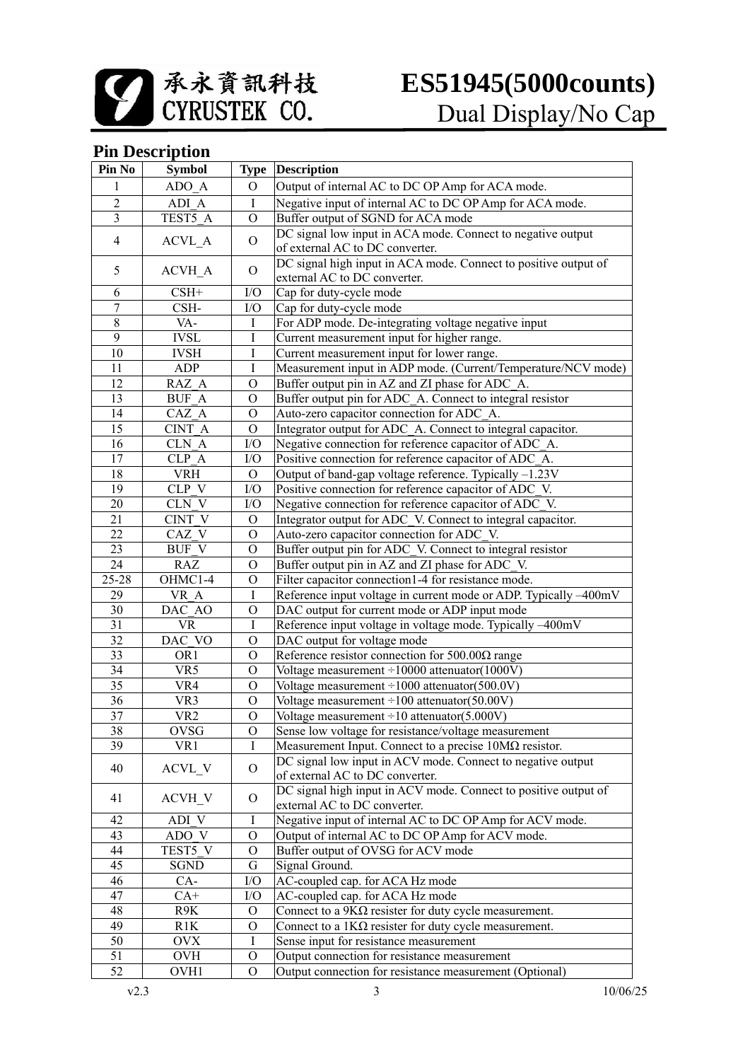## Pin Description

| Pin No | Symbol | Type | Description |
|---|---|---|---|
| 1 | ADO_A | O | Output of internal AC to DC OP Amp for ACA mode. |
| 2 | ADI_A | I | Negative input of internal AC to DC OP Amp for ACA mode. |
| 3 | TEST5_A | O | Buffer output of SGND for ACA mode |
| 4 | ACVL_A | O | DC signal low input in ACA mode. Connect to negative output of external AC to DC converter. |
| 5 | ACVH_A | O | DC signal high input in ACA mode. Connect to positive output of external AC to DC converter. |
| 6 | CSH+ | I/O | Cap for duty-cycle mode |
| 7 | CSH- | I/O | Cap for duty-cycle mode |
| 8 | VA- | I | For ADP mode. De-integrating voltage negative input |
| 9 | IVSL | I | Current measurement input for higher range. |
| 10 | IVSH | I | Current measurement input for lower range. |
| 11 | ADP | I | Measurement input in ADP mode. (Current/Temperature/NCV mode) |
| 12 | RAZ_A | O | Buffer output pin in AZ and ZI phase for ADC_A. |
| 13 | BUF_A | O | Buffer output pin for ADC_A. Connect to integral resistor |
| 14 | CAZ_A | O | Auto-zero capacitor connection for ADC_A. |
| 15 | CINT_A | O | Integrator output for ADC_A. Connect to integral capacitor. |
| 16 | CLN_A | I/O | Negative connection for reference capacitor of ADC_A. |
| 17 | CLP_A | I/O | Positive connection for reference capacitor of ADC_A. |
| 18 | VRH | O | Output of band-gap voltage reference. Typically –1.23V |
| 19 | CLP_V | I/O | Positive connection for reference capacitor of ADC_V. |
| 20 | CLN_V | I/O | Negative connection for reference capacitor of ADC_V. |
| 21 | CINT_V | O | Integrator output for ADC_V. Connect to integral capacitor. |
| 22 | CAZ_V | O | Auto-zero capacitor connection for ADC_V. |
| 23 | BUF_V | O | Buffer output pin for ADC_V. Connect to integral resistor |
| 24 | RAZ | O | Buffer output pin in AZ and ZI phase for ADC_V. |
| 25-28 | OHMC1-4 | O | Filter capacitor connection1-4 for resistance mode. |
| 29 | VR_A | I | Reference input voltage in current mode or ADP. Typically –400mV |
| 30 | DAC_AO | O | DAC output for current mode or ADP input mode |
| 31 | VR | I | Reference input voltage in voltage mode. Typically –400mV |
| 32 | DAC_VO | O | DAC output for voltage mode |
| 33 | OR1 | O | Reference resistor connection for 500.00Ω range |
| 34 | VR5 | O | Voltage measurement ÷10000 attenuator(1000V) |
| 35 | VR4 | O | Voltage measurement ÷1000 attenuator(500.0V) |
| 36 | VR3 | O | Voltage measurement ÷100 attenuator(50.00V) |
| 37 | VR2 | O | Voltage measurement ÷10 attenuator(5.000V) |
| 38 | OVSG | O | Sense low voltage for resistance/voltage measurement |
| 39 | VR1 | I | Measurement Input. Connect to a precise 10MΩ resistor. |
| 40 | ACVL_V | O | DC signal low input in ACV mode. Connect to negative output of external AC to DC converter. |
| 41 | ACVH_V | O | DC signal high input in ACV mode. Connect to positive output of external AC to DC converter. |
| 42 | ADI_V | I | Negative input of internal AC to DC OP Amp for ACV mode. |
| 43 | ADO_V | O | Output of internal AC to DC OP Amp for ACV mode. |
| 44 | TEST5_V | O | Buffer output of OVSG for ACV mode |
| 45 | SGND | G | Signal Ground. |
| 46 | CA- | I/O | AC-coupled cap. for ACA Hz mode |
| 47 | CA+ | I/O | AC-coupled cap. for ACA Hz mode |
| 48 | R9K | O | Connect to a 9KΩ resister for duty cycle measurement. |
| 49 | R1K | O | Connect to a 1KΩ resister for duty cycle measurement. |
| 50 | OVX | I | Sense input for resistance measurement |
| 51 | OVH | O | Output connection for resistance measurement |
| 52 | OVH1 | O | Output connection for resistance measurement (Optional) |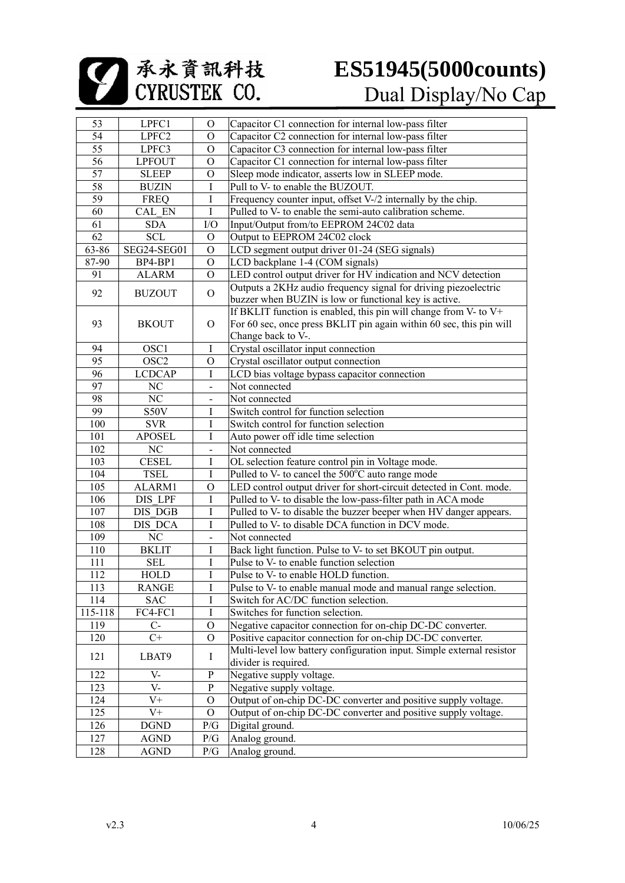| 53 | LPFC1 | O | Capacitor C1 connection for internal low-pass filter |
|---|---|---|---|
| 54 | LPFC2 | O | Capacitor C2 connection for internal low-pass filter |
| 55 | LPFC3 | O | Capacitor C3 connection for internal low-pass filter |
| 56 | LPFOUT | O | Capacitor C1 connection for internal low-pass filter |
| 57 | SLEEP | O | Sleep mode indicator, asserts low in SLEEP mode. |
| 58 | BUZIN | I | Pull to V- to enable the BUZOUT. |
| 59 | FREQ | I | Frequency counter input, offset V-/2 internally by the chip. |
| 60 | CAL_EN | I | Pulled to V- to enable the semi-auto calibration scheme. |
| 61 | SDA | I/O | Input/Output from/to EEPROM 24C02 data |
| 62 | SCL | O | Output to EEPROM 24C02 clock |
| 63-86 | SEG24-SEG01 | O | LCD segment output driver 01-24 (SEG signals) |
| 87-90 | BP4-BP1 | O | LCD backplane 1-4 (COM signals) |
| 91 | ALARM | O | LED control output driver for HV indication and NCV detection |
| 92 | BUZOUT | O | Outputs a 2KHz audio frequency signal for driving piezoelectric buzzer when BUZIN is low or functional key is active. |
| 93 | BKOUT | O | If BKLIT function is enabled, this pin will change from V- to V+ For 60 sec, once press BKLIT pin again within 60 sec, this pin will Change back to V-. |
| 94 | OSC1 | I | Crystal oscillator input connection |
| 95 | OSC2 | O | Crystal oscillator output connection |
| 96 | LCDCAP | I | LCD bias voltage bypass capacitor connection |
| 97 | NC | - | Not connected |
| 98 | NC | - | Not connected |
| 99 | S50V | I | Switch control for function selection |
| 100 | SVR | I | Switch control for function selection |
| 101 | APOSEL | I | Auto power off idle time selection |
| 102 | NC | - | Not connected |
| 103 | CESEL | I | OL selection feature control pin in Voltage mode. |
| 104 | TSEL | I | Pulled to V- to cancel the 500°C auto range mode |
| 105 | ALARM1 | O | LED control output driver for short-circuit detected in Cont. mode. |
| 106 | DIS_LPF | I | Pulled to V- to disable the low-pass-filter path in ACA mode |
| 107 | DIS_DGB | I | Pulled to V- to disable the buzzer beeper when HV danger appears. |
| 108 | DIS_DCA | I | Pulled to V- to disable DCA function in DCV mode. |
| 109 | NC | - | Not connected |
| 110 | BKLIT | I | Back light function. Pulse to V- to set BKOUT pin output. |
| 111 | SEL | I | Pulse to V- to enable function selection |
| 112 | HOLD | I | Pulse to V- to enable HOLD function. |
| 113 | RANGE | I | Pulse to V- to enable manual mode and manual range selection. |
| 114 | SAC | I | Switch for AC/DC function selection. |
| 115-118 | FC4-FC1 | I | Switches for function selection. |
| 119 | C- | O | Negative capacitor connection for on-chip DC-DC converter. |
| 120 | C+ | O | Positive capacitor connection for on-chip DC-DC converter. |
| 121 | LBAT9 | I | Multi-level low battery configuration input. Simple external resistor divider is required. |
| 122 | V- | P | Negative supply voltage. |
| 123 | V- | P | Negative supply voltage. |
| 124 | V+ | O | Output of on-chip DC-DC converter and positive supply voltage. |
| 125 | V+ | O | Output of on-chip DC-DC converter and positive supply voltage. |
| 126 | DGND | P/G | Digital ground. |
| 127 | AGND | P/G | Analog ground. |
| 128 | AGND | P/G | Analog ground. |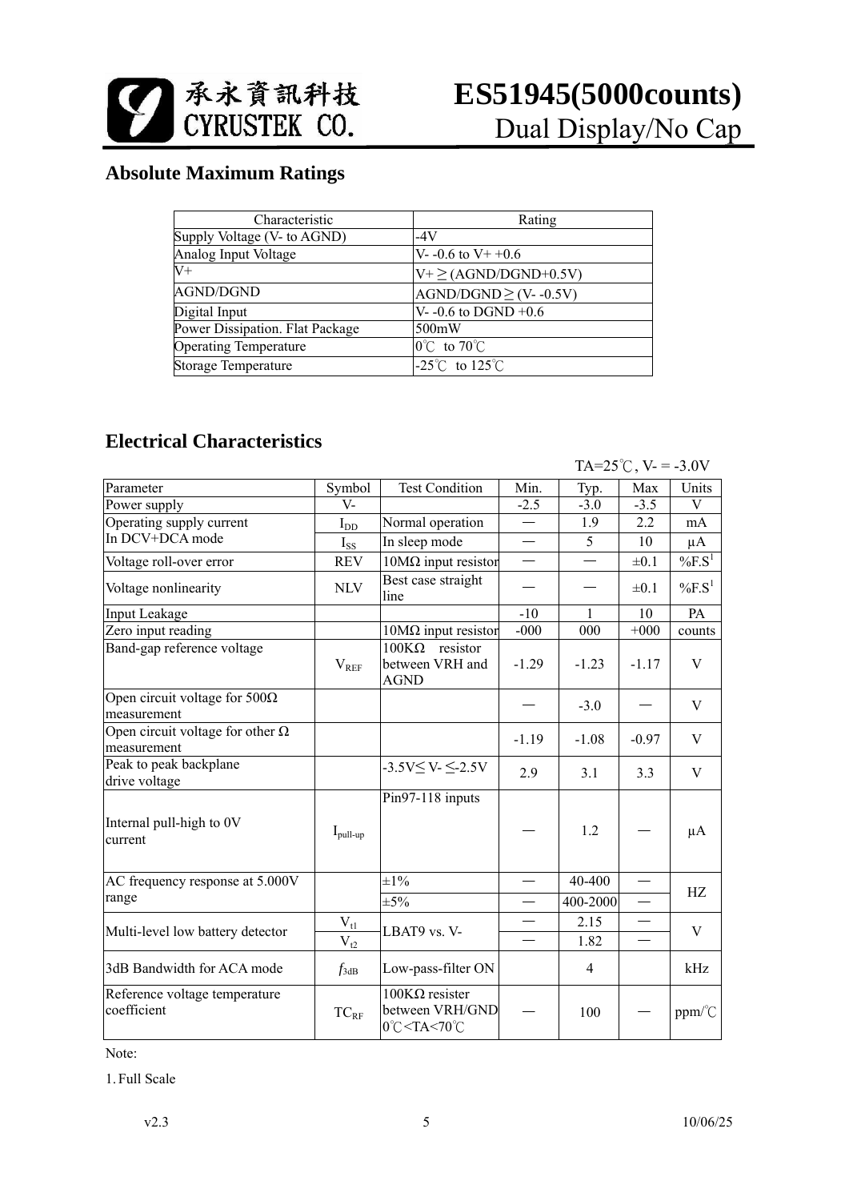## Absolute Maximum Ratings

| Characteristic | Rating |
|---|---|
| Supply Voltage (V- to AGND) | -4V |
| Analog Input Voltage | V- -0.6 to V+ +0.6 |
| V+ | V+ ≥ (AGND/DGND+0.5V) |
| AGND/DGND | AGND/DGND ≥ (V- -0.5V) |
| Digital Input | V- -0.6 to DGND +0.6 |
| Power Dissipation. Flat Package | 500mW |
| Operating Temperature | 0℃ to 70℃ |
| Storage Temperature | -25℃ to 125℃ |

## Electrical Characteristics

TA=25℃, V- = -3.0V

| Parameter | Symbol | Test Condition | Min. | Typ. | Max | Units |
|---|---|---|---|---|---|---|
| Power supply | V- | | -2.5 | -3.0 | -3.5 | V |
| Operating supply current In DCV+DCA mode | $I_{DD}$ | Normal operation | — | 1.9 | 2.2 | mA |
| | $I_{SS}$ | In sleep mode | — | 5 | 10 | µA |
| Voltage roll-over error | REV | 10MΩ input resistor | — | — | ±0.1 | %F.S[1] |
| Voltage nonlinearity | NLV | Best case straight line | — | — | ±0.1 | %F.S[1] |
| Input Leakage | | | -10 | 1 | 10 | PA |
| Zero input reading | | 10MΩ input resistor | -000 | 000 | +000 | counts |
| Band-gap reference voltage | $V_{REF}$ | 100KΩ resistor between VRH and AGND | -1.29 | -1.23 | -1.17 | V |
| Open circuit voltage for 500Ω measurement | | | — | -3.0 | — | V |
| Open circuit voltage for other Ω measurement | | | -1.19 | -1.08 | -0.97 | V |
| Peak to peak backplane drive voltage | | -3.5V≤ V- ≤-2.5V | 2.9 | 3.1 | 3.3 | V |
| Internal pull-high to 0V current | $I_{pull-up}$ | Pin97-118 inputs | — | 1.2 | — | µA |
| AC frequency response at 5.000V range | | ±1% | — | 40-400 | — | HZ |
| | | ±5% | — | 400-2000 | — | |
| Multi-level low battery detector | $V_{t1}$ | LBAT9 vs. V- | — | 2.15 | — | V |
| | $V_{t2}$ | | — | 1.82 | — | |
| 3dB Bandwidth for ACA mode | $f_{3dB}$ | Low-pass-filter ON | | 4 | | kHz |
| Reference voltage temperature coefficient | $TC_{RF}$ | 100KΩ resister between VRH/GND 0℃<TA<70℃ | — | 100 | — | ppm/℃ |

Note:

1. Full Scale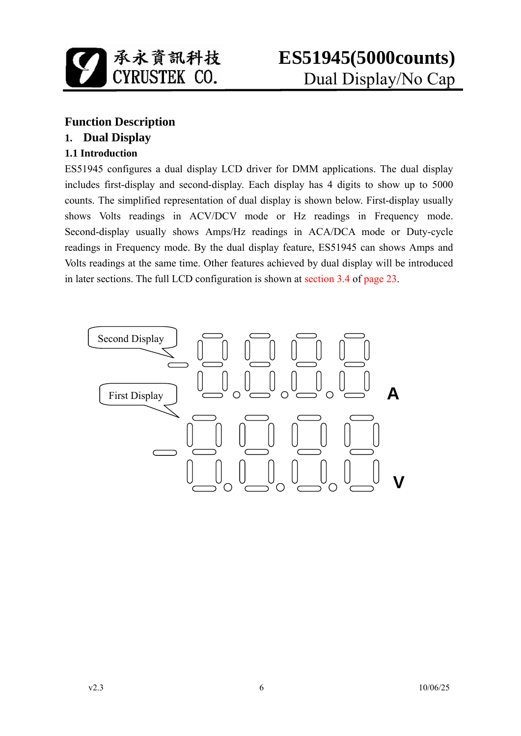# Function Description

## 1. Dual Display

### 1.1 Introduction

ES51945 configures a dual display LCD driver for DMM applications. The dual display includes first-display and second-display. Each display has 4 digits to show up to 5000 counts. The simplified representation of dual display is shown below. First-display usually shows Volts readings in ACV/DCV mode or Hz readings in Frequency mode. Second-display usually shows Amps/Hz readings in ACA/DCA mode or Duty-cycle readings in Frequency mode. By the dual display feature, ES51945 can shows Amps and Volts readings at the same time. Other features achieved by dual display will be introduced in later sections. The full LCD configuration is shown at section 3.4 of page 23.

Second Display

First Display

A

V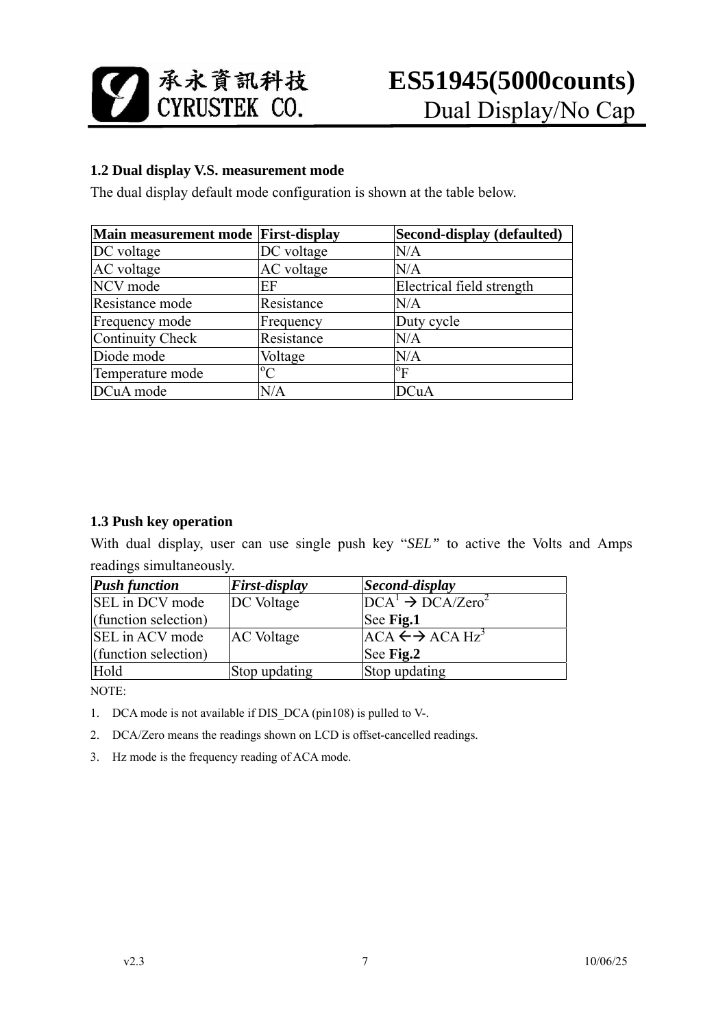### 1.2 Dual display V.S. measurement mode

The dual display default mode configuration is shown at the table below.

| Main measurement mode | First-display | Second-display (defaulted) |
|---|---|---|
| DC voltage | DC voltage | N/A |
| AC voltage | AC voltage | N/A |
| NCV mode | EF | Electrical field strength |
| Resistance mode | Resistance | N/A |
| Frequency mode | Frequency | Duty cycle |
| Continuity Check | Resistance | N/A |
| Diode mode | Voltage | N/A |
| Temperature mode | $^{o}$C | $^{o}$F |
| DCuA mode | N/A | DCuA |

### 1.3 Push key operation

With dual display, user can use single push key "*SEL*" to active the Volts and Amps readings simultaneously.

| *Push function* | *First-display* | *Second-display* |
|---|---|---|
| SEL in DCV mode (function selection) | DC Voltage | DCA[1] → DCA/Zero[2] See **Fig.1** |
| SEL in ACV mode (function selection) | AC Voltage | ACA ←→ ACA Hz[3] See **Fig.2** |
| Hold | Stop updating | Stop updating |

NOTE:

1. DCA mode is not available if DIS_DCA (pin108) is pulled to V-.
2. DCA/Zero means the readings shown on LCD is offset-cancelled readings.
3. Hz mode is the frequency reading of ACA mode.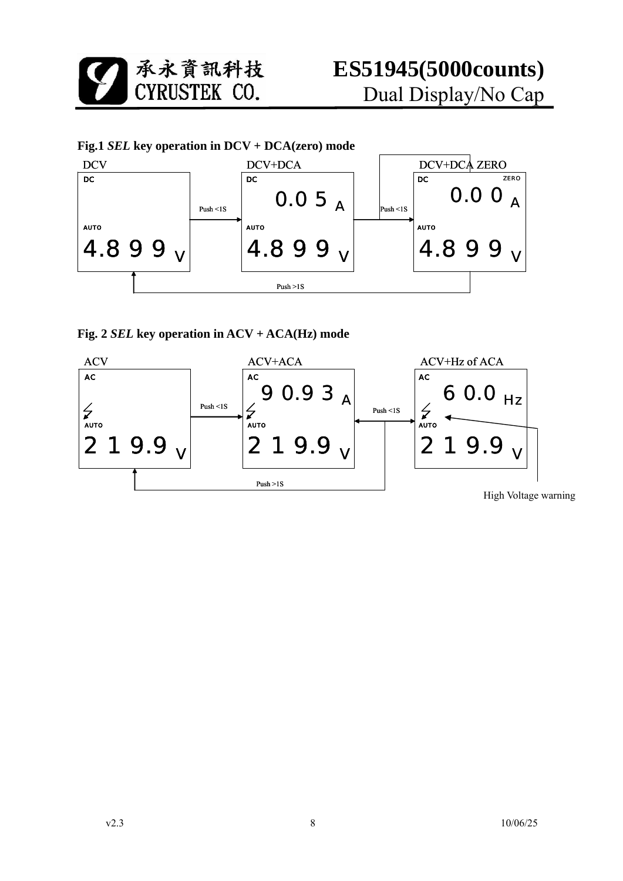**Fig.1 *SEL* key operation in DCV + DCA(zero) mode**

DCV → (Push <1S) → DCV+DCA → (Push <1S) → DCV+DCA ZERO; (Push >1S) → DCV

| DCV | DCV+DCA | DCV+DCA ZERO |
| --- | --- | --- |
| DC | DC | DC ZERO |
| | 0.0 5 A | 0.0 0 A |
| AUTO | AUTO | AUTO |
| 4.8 9 9 V | 4.8 9 9 V | 4.8 9 9 V |

**Fig. 2 *SEL* key operation in ACV + ACA(Hz) mode**

ACV → (Push <1S) → ACV+ACA ↔ (Push <1S) ↔ ACV+Hz of ACA; (Push >1S) → ACV

| ACV | ACV+ACA | ACV+Hz of ACA |
| --- | --- | --- |
| AC | AC | AC |
| | 9 0.9 3 A | 6 0.0 Hz |
| AUTO | AUTO | AUTO |
| 2 1 9.9 V | 2 1 9.9 V | 2 1 9.9 V |

High Voltage warning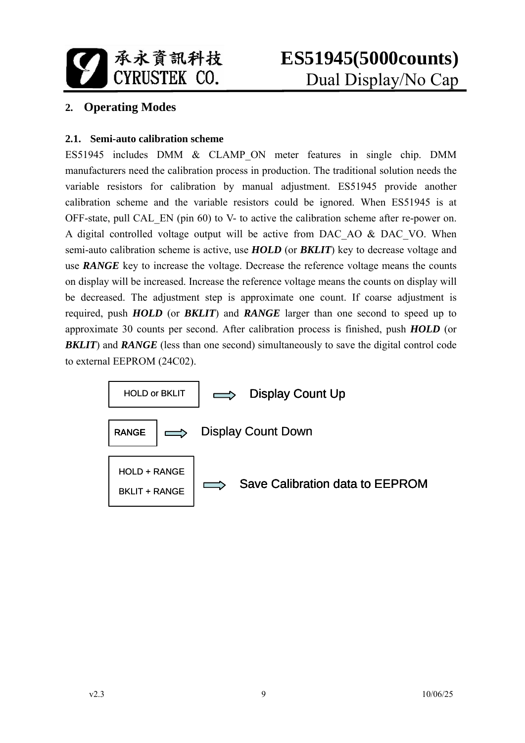## 2. Operating Modes

### 2.1. Semi-auto calibration scheme

ES51945 includes DMM & CLAMP_ON meter features in single chip. DMM manufacturers need the calibration process in production. The traditional solution needs the variable resistors for calibration by manual adjustment. ES51945 provide another calibration scheme and the variable resistors could be ignored. When ES51945 is at OFF-state, pull CAL_EN (pin 60) to V- to active the calibration scheme after re-power on. A digital controlled voltage output will be active from DAC_AO & DAC_VO. When semi-auto calibration scheme is active, use ***HOLD*** (or ***BKLIT***) key to decrease voltage and use ***RANGE*** key to increase the voltage. Decrease the reference voltage means the counts on display will be increased. Increase the reference voltage means the counts on display will be decreased. The adjustment step is approximate one count. If coarse adjustment is required, push ***HOLD*** (or ***BKLIT***) and ***RANGE*** larger than one second to speed up to approximate 30 counts per second. After calibration process is finished, push ***HOLD*** (or ***BKLIT***) and ***RANGE*** (less than one second) simultaneously to save the digital control code to external EEPROM (24C02).

| Key | | Action |
|---|---|---|
| HOLD or BKLIT | ⇨ | Display Count Up |
| RANGE | ⇨ | Display Count Down |
| HOLD + RANGE<br>BKLIT + RANGE | ⇨ | Save Calibration data to EEPROM |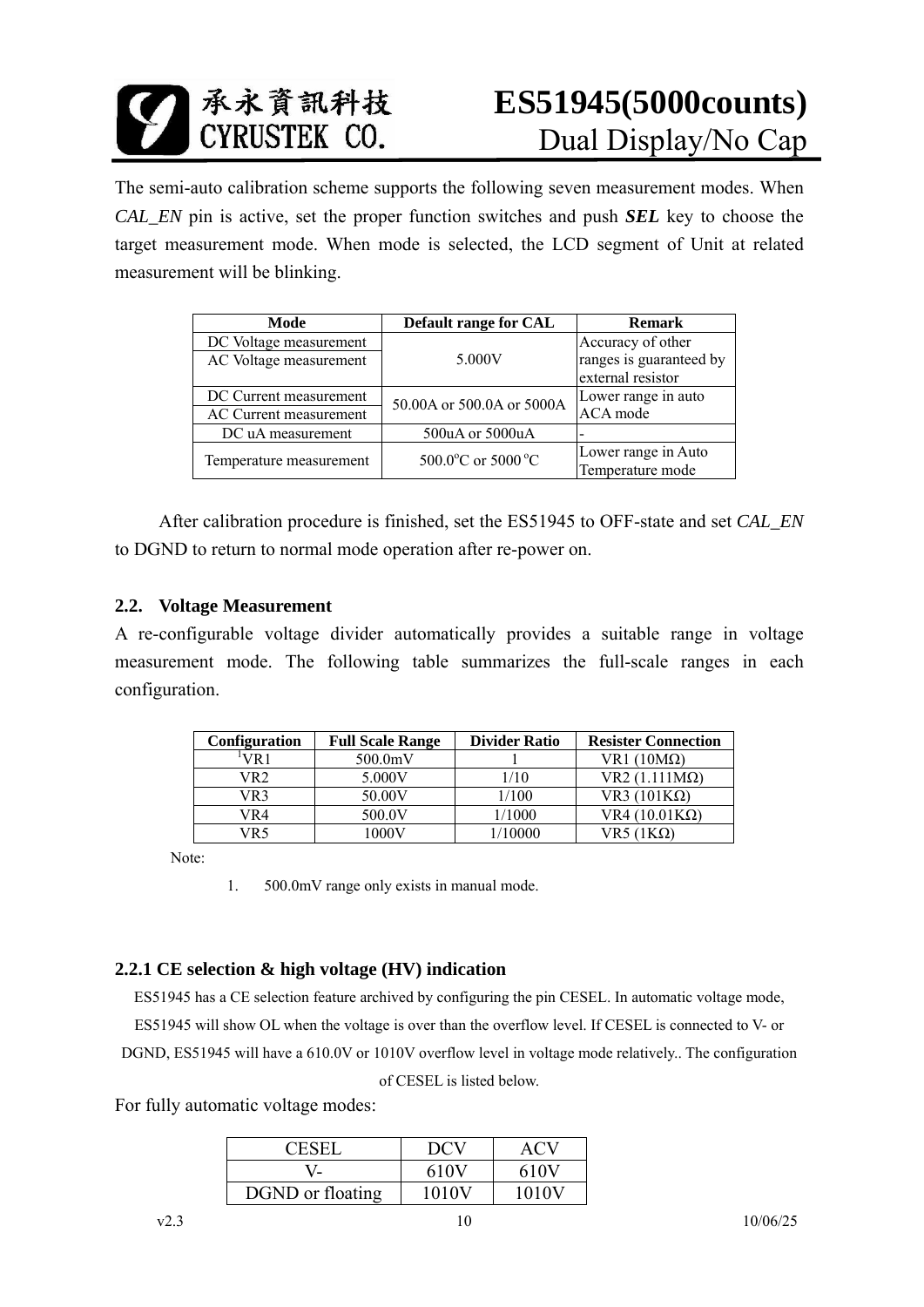The semi-auto calibration scheme supports the following seven measurement modes. When *CAL_EN* pin is active, set the proper function switches and push ***SEL*** key to choose the target measurement mode. When mode is selected, the LCD segment of Unit at related measurement will be blinking.

| Mode | Default range for CAL | Remark |
|---|---|---|
| DC Voltage measurement | 5.000V | Accuracy of other ranges is guaranteed by external resistor |
| AC Voltage measurement | | |
| DC Current measurement | 50.00A or 500.0A or 5000A | Lower range in auto ACA mode |
| AC Current measurement | | |
| DC uA measurement | 500uA or 5000uA | - |
| Temperature measurement | 500.0°C or 5000°C | Lower range in Auto Temperature mode |

After calibration procedure is finished, set the ES51945 to OFF-state and set *CAL_EN* to DGND to return to normal mode operation after re-power on.

## 2.2. Voltage Measurement

A re-configurable voltage divider automatically provides a suitable range in voltage measurement mode. The following table summarizes the full-scale ranges in each configuration.

| Configuration | Full Scale Range | Divider Ratio | Resister Connection |
|---|---|---|---|
| [1]VR1 | 500.0mV | 1 | VR1 (10MΩ) |
| VR2 | 5.000V | 1/10 | VR2 (1.111MΩ) |
| VR3 | 50.00V | 1/100 | VR3 (101KΩ) |
| VR4 | 500.0V | 1/1000 | VR4 (10.01KΩ) |
| VR5 | 1000V | 1/10000 | VR5 (1KΩ) |

Note:

1. 500.0mV range only exists in manual mode.

### 2.2.1 CE selection & high voltage (HV) indication

ES51945 has a CE selection feature archived by configuring the pin CESEL. In automatic voltage mode, ES51945 will show OL when the voltage is over than the overflow level. If CESEL is connected to V- or DGND, ES51945 will have a 610.0V or 1010V overflow level in voltage mode relatively.. The configuration of CESEL is listed below.

For fully automatic voltage modes:

| CESEL | DCV | ACV |
|---|---|---|
| V- | 610V | 610V |
| DGND or floating | 1010V | 1010V |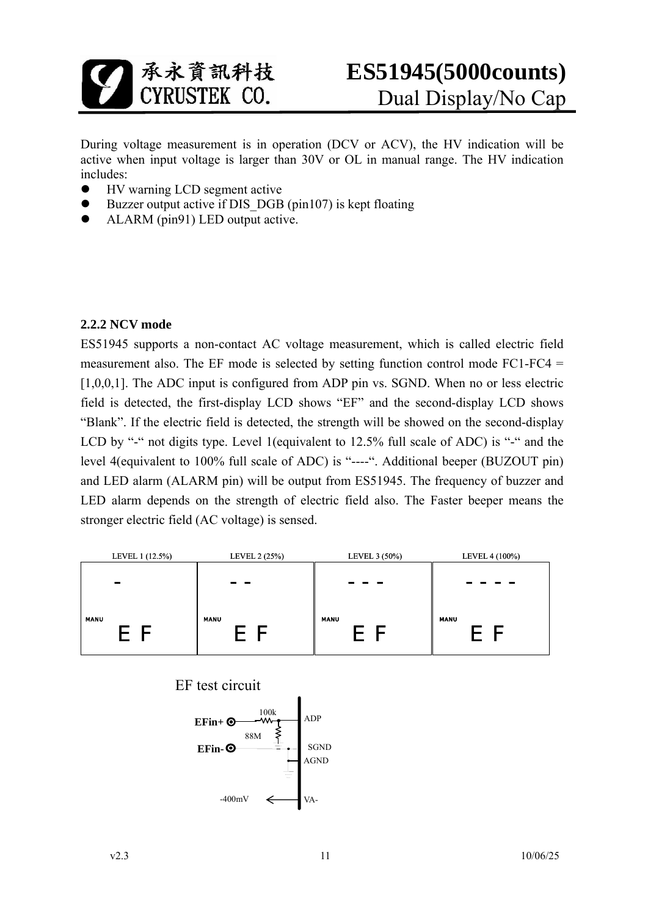During voltage measurement is in operation (DCV or ACV), the HV indication will be active when input voltage is larger than 30V or OL in manual range. The HV indication includes:

- HV warning LCD segment active
- Buzzer output active if DIS_DGB (pin107) is kept floating
- ALARM (pin91) LED output active.

### 2.2.2 NCV mode

ES51945 supports a non-contact AC voltage measurement, which is called electric field measurement also. The EF mode is selected by setting function control mode FC1-FC4 = [1,0,0,1]. The ADC input is configured from ADP pin vs. SGND. When no or less electric field is detected, the first-display LCD shows "EF" and the second-display LCD shows "Blank". If the electric field is detected, the strength will be showed on the second-display LCD by "-" not digits type. Level 1(equivalent to 12.5% full scale of ADC) is "-" and the level 4(equivalent to 100% full scale of ADC) is "----". Additional beeper (BUZOUT pin) and LED alarm (ALARM pin) will be output from ES51945. The frequency of buzzer and LED alarm depends on the strength of electric field also. The Faster beeper means the stronger electric field (AC voltage) is sensed.

| LEVEL 1 (12.5%) | LEVEL 2 (25%) | LEVEL 3 (50%) | LEVEL 4 (100%) |
|---|---|---|---|
| - | - - | - - - | - - - - |
| MANU E F | MANU E F | MANU E F | MANU E F |

EF test circuit

EFin+ — 100k — ADP; 88M; EFin- — SGND, AGND; -400mV ← VA-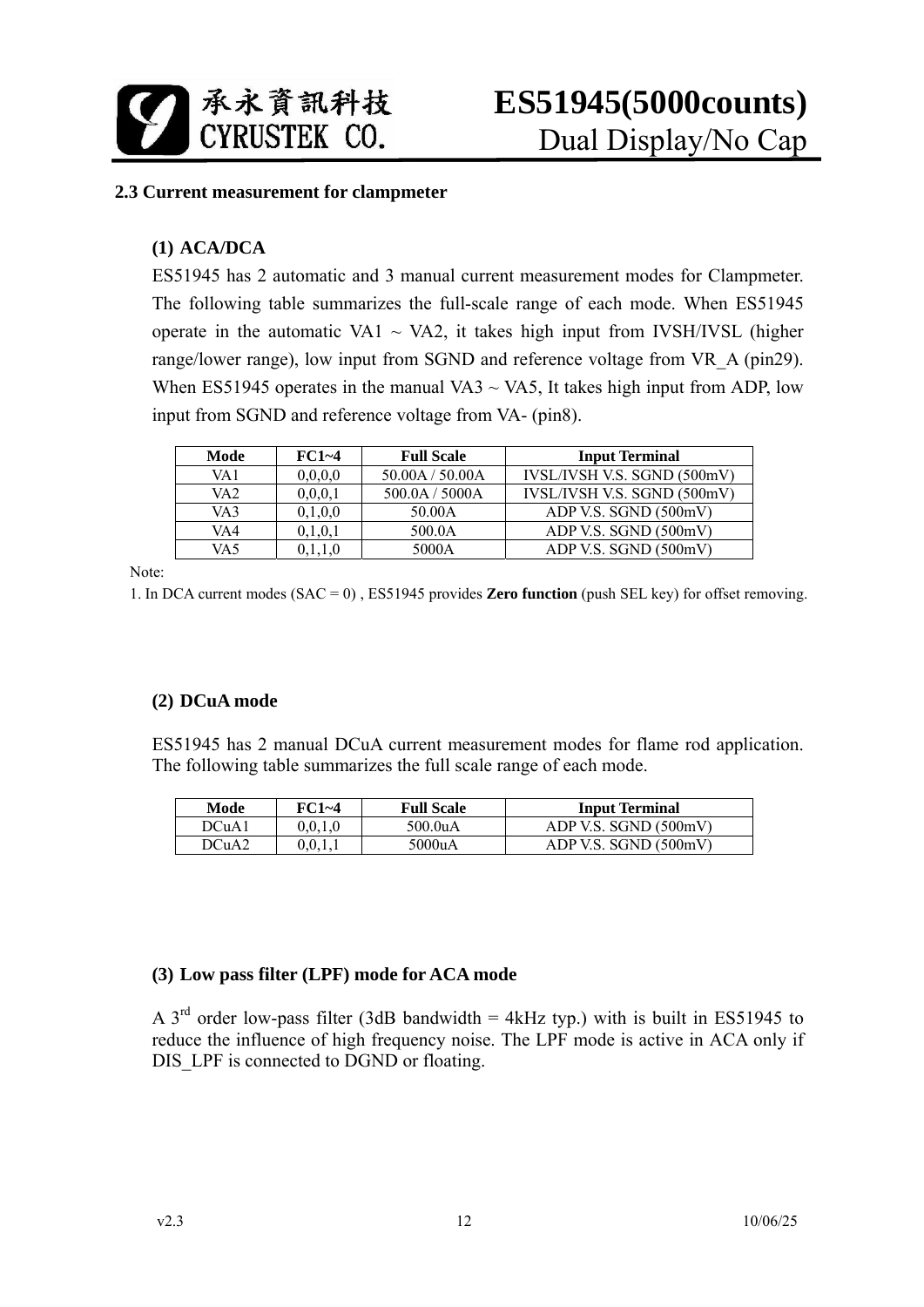## 2.3 Current measurement for clampmeter

### (1) ACA/DCA

ES51945 has 2 automatic and 3 manual current measurement modes for Clampmeter. The following table summarizes the full-scale range of each mode. When ES51945 operate in the automatic VA1 ~ VA2, it takes high input from IVSH/IVSL (higher range/lower range), low input from SGND and reference voltage from VR_A (pin29). When ES51945 operates in the manual VA3 ~ VA5, It takes high input from ADP, low input from SGND and reference voltage from VA- (pin8).

| Mode | FC1~4 | Full Scale | Input Terminal |
|---|---|---|---|
| VA1 | 0,0,0,0 | 50.00A / 50.00A | IVSL/IVSH V.S. SGND (500mV) |
| VA2 | 0,0,0,1 | 500.0A / 5000A | IVSL/IVSH V.S. SGND (500mV) |
| VA3 | 0,1,0,0 | 50.00A | ADP V.S. SGND (500mV) |
| VA4 | 0,1,0,1 | 500.0A | ADP V.S. SGND (500mV) |
| VA5 | 0,1,1,0 | 5000A | ADP V.S. SGND (500mV) |

Note:

1. In DCA current modes (SAC = 0) , ES51945 provides **Zero function** (push SEL key) for offset removing.

### (2) DCuA mode

ES51945 has 2 manual DCuA current measurement modes for flame rod application. The following table summarizes the full scale range of each mode.

| Mode | FC1~4 | Full Scale | Input Terminal |
|---|---|---|---|
| DCuA1 | 0,0,1,0 | 500.0uA | ADP V.S. SGND (500mV) |
| DCuA2 | 0,0,1,1 | 5000uA | ADP V.S. SGND (500mV) |

### (3) Low pass filter (LPF) mode for ACA mode

A 3rd order low-pass filter (3dB bandwidth = 4kHz typ.) with is built in ES51945 to reduce the influence of high frequency noise. The LPF mode is active in ACA only if DIS_LPF is connected to DGND or floating.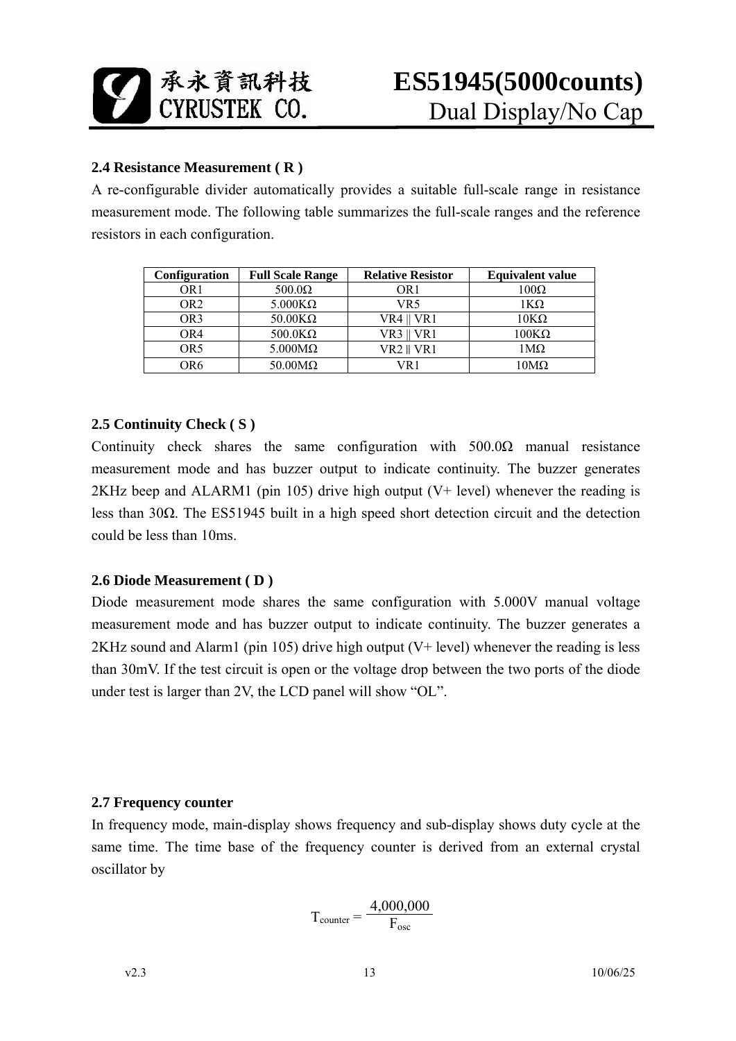### 2.4 Resistance Measurement ( R )

A re-configurable divider automatically provides a suitable full-scale range in resistance measurement mode. The following table summarizes the full-scale ranges and the reference resistors in each configuration.

| Configuration | Full Scale Range | Relative Resistor | Equivalent value |
|---|---|---|---|
| OR1 | 500.0Ω | OR1 | 100Ω |
| OR2 | 5.000KΩ | VR5 | 1KΩ |
| OR3 | 50.00KΩ | VR4 \|\| VR1 | 10KΩ |
| OR4 | 500.0KΩ | VR3 \|\| VR1 | 100KΩ |
| OR5 | 5.000MΩ | VR2 \|\| VR1 | 1MΩ |
| OR6 | 50.00MΩ | VR1 | 10MΩ |

### 2.5 Continuity Check ( S )

Continuity check shares the same configuration with 500.0Ω manual resistance measurement mode and has buzzer output to indicate continuity. The buzzer generates 2KHz beep and ALARM1 (pin 105) drive high output (V+ level) whenever the reading is less than 30Ω. The ES51945 built in a high speed short detection circuit and the detection could be less than 10ms.

### 2.6 Diode Measurement ( D )

Diode measurement mode shares the same configuration with 5.000V manual voltage measurement mode and has buzzer output to indicate continuity. The buzzer generates a 2KHz sound and Alarm1 (pin 105) drive high output (V+ level) whenever the reading is less than 30mV. If the test circuit is open or the voltage drop between the two ports of the diode under test is larger than 2V, the LCD panel will show "OL".

### 2.7 Frequency counter

In frequency mode, main-display shows frequency and sub-display shows duty cycle at the same time. The time base of the frequency counter is derived from an external crystal oscillator by

$$T_{counter} = \frac{4{,}000{,}000}{F_{osc}}$$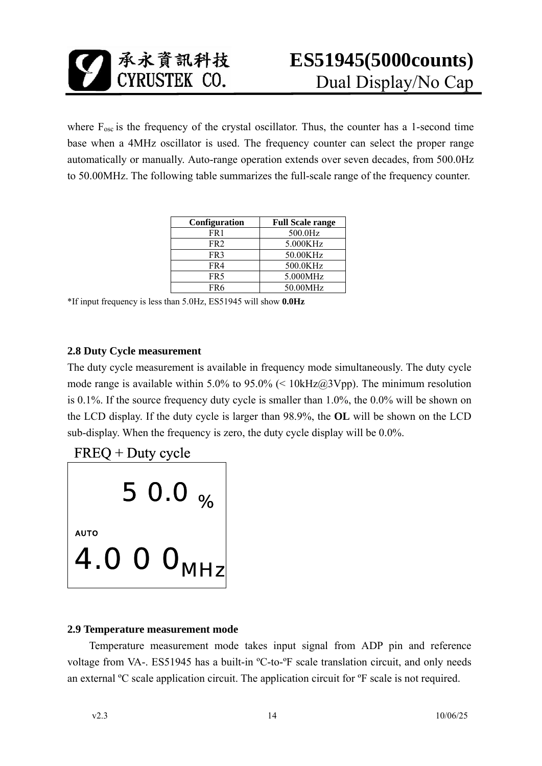where $F_{osc}$ is the frequency of the crystal oscillator. Thus, the counter has a 1-second time base when a 4MHz oscillator is used. The frequency counter can select the proper range automatically or manually. Auto-range operation extends over seven decades, from 500.0Hz to 50.00MHz. The following table summarizes the full-scale range of the frequency counter.

| Configuration | Full Scale range |
| --- | --- |
| FR1 | 500.0Hz |
| FR2 | 5.000KHz |
| FR3 | 50.00KHz |
| FR4 | 500.0KHz |
| FR5 | 5.000MHz |
| FR6 | 50.00MHz |

*If input frequency is less than 5.0Hz, ES51945 will show **0.0Hz**

### 2.8 Duty Cycle measurement

The duty cycle measurement is available in frequency mode simultaneously. The duty cycle mode range is available within 5.0% to 95.0% (< 10kHz@3Vpp). The minimum resolution is 0.1%. If the source frequency duty cycle is smaller than 1.0%, the 0.0% will be shown on the LCD display. If the duty cycle is larger than 98.9%, the **OL** will be shown on the LCD sub-display. When the frequency is zero, the duty cycle display will be 0.0%.

FREQ + Duty cycle

```
        5 0.0 %

AUTO
4.0 0 0 MHz
```

### 2.9 Temperature measurement mode

Temperature measurement mode takes input signal from ADP pin and reference voltage from VA-. ES51945 has a built-in ºC-to-ºF scale translation circuit, and only needs an external ºC scale application circuit. The application circuit for ºF scale is not required.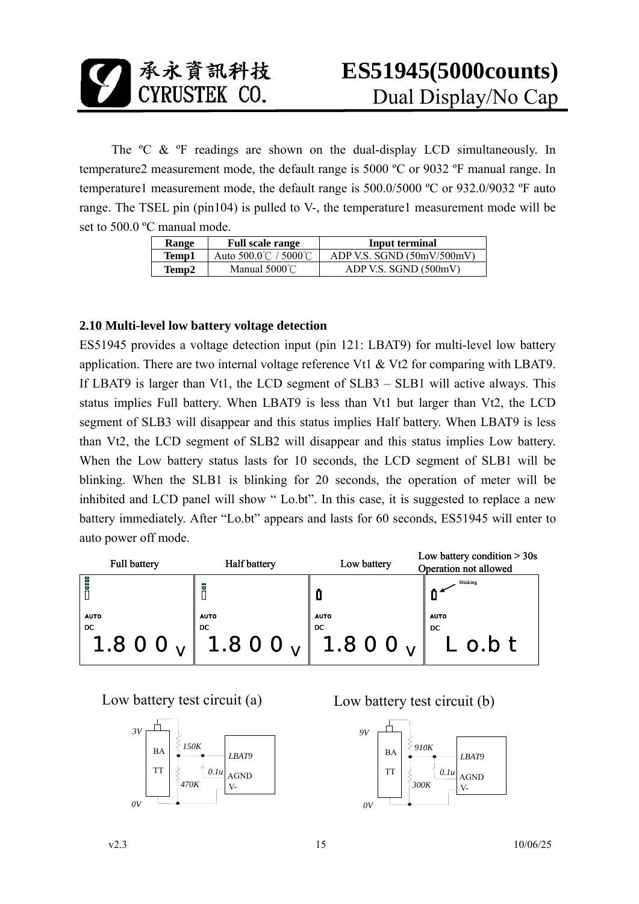The ºC & ºF readings are shown on the dual-display LCD simultaneously. In temperature2 measurement mode, the default range is 5000 ºC or 9032 ºF manual range. In temperature1 measurement mode, the default range is 500.0/5000 ºC or 932.0/9032 ºF auto range. The TSEL pin (pin104) is pulled to V-, the temperature1 measurement mode will be set to 500.0 ºC manual mode.

| Range | Full scale range | Input terminal |
|---|---|---|
| **Temp1** | Auto 500.0℃ / 5000℃ | ADP V.S. SGND (50mV/500mV) |
| **Temp2** | Manual 5000℃ | ADP V.S. SGND (500mV) |

### 2.10 Multi-level low battery voltage detection

ES51945 provides a voltage detection input (pin 121: LBAT9) for multi-level low battery application. There are two internal voltage reference Vt1 & Vt2 for comparing with LBAT9. If LBAT9 is larger than Vt1, the LCD segment of SLB3 – SLB1 will active always. This status implies Full battery. When LBAT9 is less than Vt1 but larger than Vt2, the LCD segment of SLB3 will disappear and this status implies Half battery. When LBAT9 is less than Vt2, the LCD segment of SLB2 will disappear and this status implies Low battery. When the Low battery status lasts for 10 seconds, the LCD segment of SLB1 will be blinking. When the SLB1 is blinking for 20 seconds, the operation of meter will be inhibited and LCD panel will show " Lo.bt". In this case, it is suggested to replace a new battery immediately. After "Lo.bt" appears and lasts for 60 seconds, ES51945 will enter to auto power off mode.

| Full battery | Half battery | Low battery | Low battery condition > 30s Operation not allowed |
|---|---|---|---|
| AUTO DC 1.800 V | AUTO DC 1.800 V | AUTO DC 1.800 V | AUTO DC L o.b t (blinking) |

Low battery test circuit (a)

3V, BATT, 150K, 470K, 0.1u, LBAT9, AGND, V-, 0V

Low battery test circuit (b)

9V, BATT, 910K, 300K, 0.1u, LBAT9, AGND, V-, 0V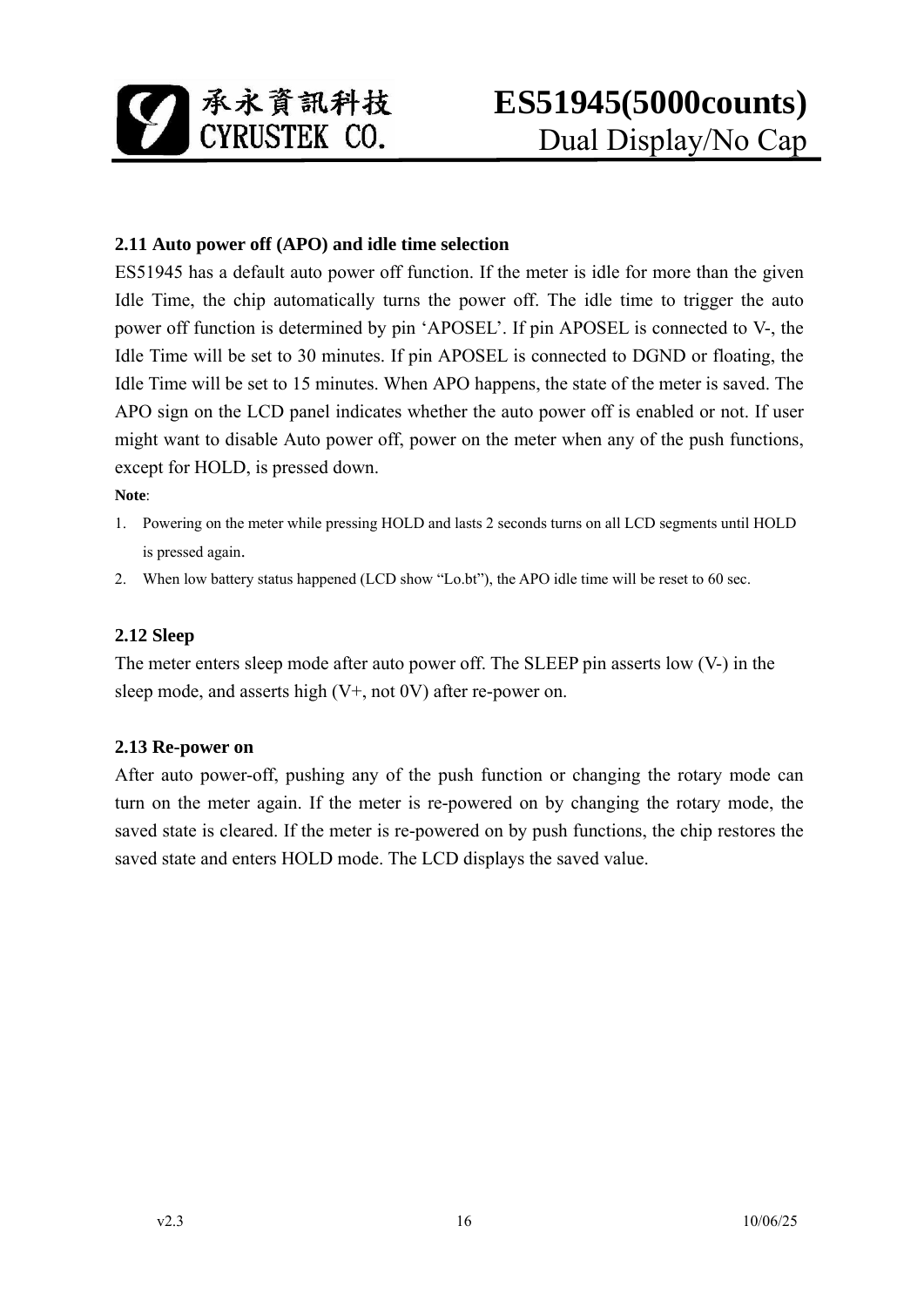### 2.11 Auto power off (APO) and idle time selection

ES51945 has a default auto power off function. If the meter is idle for more than the given Idle Time, the chip automatically turns the power off. The idle time to trigger the auto power off function is determined by pin 'APOSEL'. If pin APOSEL is connected to V-, the Idle Time will be set to 30 minutes. If pin APOSEL is connected to DGND or floating, the Idle Time will be set to 15 minutes. When APO happens, the state of the meter is saved. The APO sign on the LCD panel indicates whether the auto power off is enabled or not. If user might want to disable Auto power off, power on the meter when any of the push functions, except for HOLD, is pressed down.

**Note**:

1. Powering on the meter while pressing HOLD and lasts 2 seconds turns on all LCD segments until HOLD is pressed again.
2. When low battery status happened (LCD show "Lo.bt"), the APO idle time will be reset to 60 sec.

### 2.12 Sleep

The meter enters sleep mode after auto power off. The SLEEP pin asserts low (V-) in the sleep mode, and asserts high (V+, not 0V) after re-power on.

### 2.13 Re-power on

After auto power-off, pushing any of the push function or changing the rotary mode can turn on the meter again. If the meter is re-powered on by changing the rotary mode, the saved state is cleared. If the meter is re-powered on by push functions, the chip restores the saved state and enters HOLD mode. The LCD displays the saved value.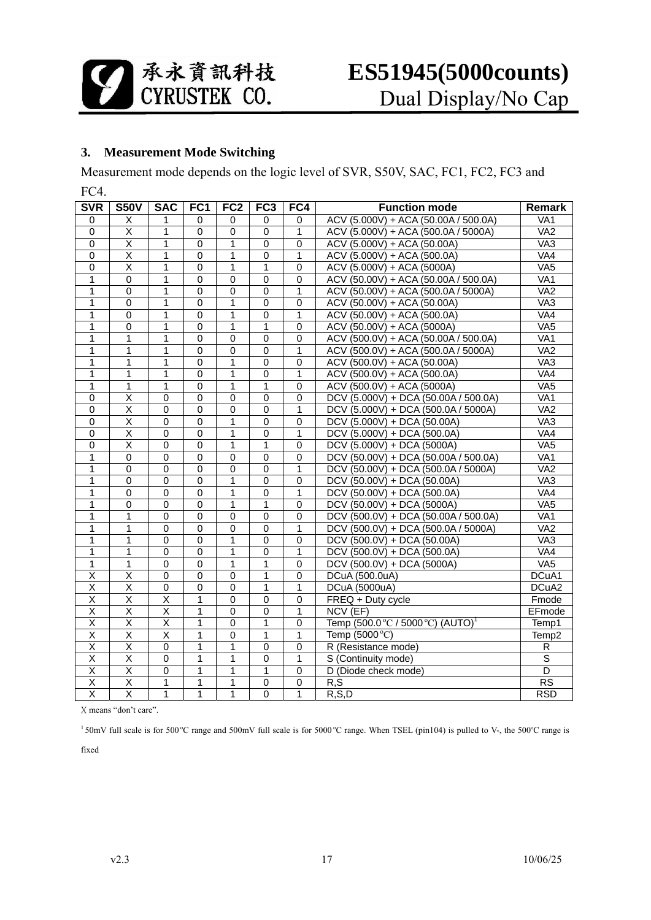### 3. Measurement Mode Switching

Measurement mode depends on the logic level of SVR, S50V, SAC, FC1, FC2, FC3 and FC4.

| SVR | S50V | SAC | FC1 | FC2 | FC3 | FC4 | Function mode | Remark |
|---|---|---|---|---|---|---|---|---|
| 0 | X | 1 | 0 | 0 | 0 | 0 | ACV (5.000V) + ACA (50.00A / 500.0A) | VA1 |
| 0 | X | 1 | 0 | 0 | 0 | 1 | ACV (5.000V) + ACA (500.0A / 5000A) | VA2 |
| 0 | X | 1 | 0 | 1 | 0 | 0 | ACV (5.000V) + ACA (50.00A) | VA3 |
| 0 | X | 1 | 0 | 1 | 0 | 1 | ACV (5.000V) + ACA (500.0A) | VA4 |
| 0 | X | 1 | 0 | 1 | 1 | 0 | ACV (5.000V) + ACA (5000A) | VA5 |
| 1 | 0 | 1 | 0 | 0 | 0 | 0 | ACV (50.00V) + ACA (50.00A / 500.0A) | VA1 |
| 1 | 0 | 1 | 0 | 0 | 0 | 1 | ACV (50.00V) + ACA (500.0A / 5000A) | VA2 |
| 1 | 0 | 1 | 0 | 1 | 0 | 0 | ACV (50.00V) + ACA (50.00A) | VA3 |
| 1 | 0 | 1 | 0 | 1 | 0 | 1 | ACV (50.00V) + ACA (500.0A) | VA4 |
| 1 | 0 | 1 | 0 | 1 | 1 | 0 | ACV (50.00V) + ACA (5000A) | VA5 |
| 1 | 1 | 1 | 0 | 0 | 0 | 0 | ACV (500.0V) + ACA (50.00A / 500.0A) | VA1 |
| 1 | 1 | 1 | 0 | 0 | 0 | 1 | ACV (500.0V) + ACA (500.0A / 5000A) | VA2 |
| 1 | 1 | 1 | 0 | 1 | 0 | 0 | ACV (500.0V) + ACA (50.00A) | VA3 |
| 1 | 1 | 1 | 0 | 1 | 0 | 1 | ACV (500.0V) + ACA (500.0A) | VA4 |
| 1 | 1 | 1 | 0 | 1 | 1 | 0 | ACV (500.0V) + ACA (5000A) | VA5 |
| 0 | X | 0 | 0 | 0 | 0 | 0 | DCV (5.000V) + DCA (50.00A / 500.0A) | VA1 |
| 0 | X | 0 | 0 | 0 | 0 | 1 | DCV (5.000V) + DCA (500.0A / 5000A) | VA2 |
| 0 | X | 0 | 0 | 1 | 0 | 0 | DCV (5.000V) + DCA (50.00A) | VA3 |
| 0 | X | 0 | 0 | 1 | 0 | 1 | DCV (5.000V) + DCA (500.0A) | VA4 |
| 0 | X | 0 | 0 | 1 | 1 | 0 | DCV (5.000V) + DCA (5000A) | VA5 |
| 1 | 0 | 0 | 0 | 0 | 0 | 0 | DCV (50.00V) + DCA (50.00A / 500.0A) | VA1 |
| 1 | 0 | 0 | 0 | 0 | 0 | 1 | DCV (50.00V) + DCA (500.0A / 5000A) | VA2 |
| 1 | 0 | 0 | 0 | 1 | 0 | 0 | DCV (50.00V) + DCA (50.00A) | VA3 |
| 1 | 0 | 0 | 0 | 1 | 0 | 1 | DCV (50.00V) + DCA (500.0A) | VA4 |
| 1 | 0 | 0 | 0 | 1 | 1 | 0 | DCV (50.00V) + DCA (5000A) | VA5 |
| 1 | 1 | 0 | 0 | 0 | 0 | 0 | DCV (500.0V) + DCA (50.00A / 500.0A) | VA1 |
| 1 | 1 | 0 | 0 | 0 | 0 | 1 | DCV (500.0V) + DCA (500.0A / 5000A) | VA2 |
| 1 | 1 | 0 | 0 | 1 | 0 | 0 | DCV (500.0V) + DCA (50.00A) | VA3 |
| 1 | 1 | 0 | 0 | 1 | 0 | 1 | DCV (500.0V) + DCA (500.0A) | VA4 |
| 1 | 1 | 0 | 0 | 1 | 1 | 0 | DCV (500.0V) + DCA (5000A) | VA5 |
| X | X | 0 | 0 | 0 | 1 | 0 | DCuA (500.0uA) | DCuA1 |
| X | X | 0 | 0 | 0 | 1 | 1 | DCuA (5000uA) | DCuA2 |
| X | X | X | 1 | 0 | 0 | 0 | FREQ + Duty cycle | Fmode |
| X | X | X | 1 | 0 | 0 | 1 | NCV (EF) | EFmode |
| X | X | X | 1 | 0 | 1 | 0 | Temp (500.0℃ / 5000℃) (AUTO)[1] | Temp1 |
| X | X | X | 1 | 0 | 1 | 1 | Temp (5000℃) | Temp2 |
| X | X | 0 | 1 | 1 | 0 | 0 | R (Resistance mode) | R |
| X | X | 0 | 1 | 1 | 0 | 1 | S (Continuity mode) | S |
| X | X | 0 | 1 | 1 | 1 | 0 | D (Diode check mode) | D |
| X | X | 1 | 1 | 1 | 0 | 0 | R,S | RS |
| X | X | 1 | 1 | 1 | 0 | 1 | R,S,D | RSD |

Χ means "don't care".

[1] 50mV full scale is for 500℃ range and 500mV full scale is for 5000℃ range. When TSEL (pin104) is pulled to V-, the 500ºC range is fixed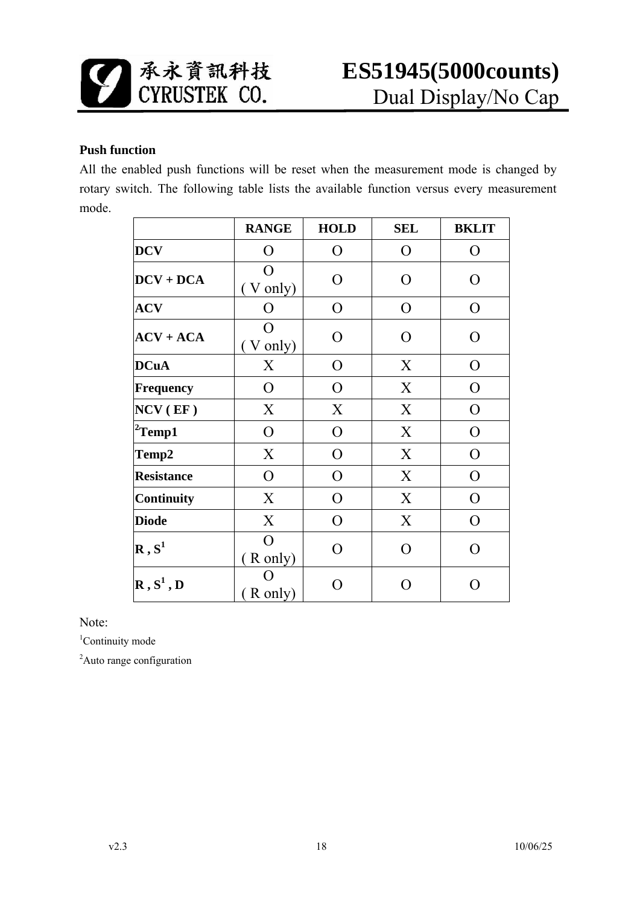**Push function**

All the enabled push functions will be reset when the measurement mode is changed by rotary switch. The following table lists the available function versus every measurement mode.

| | RANGE | HOLD | SEL | BKLIT |
|---|---|---|---|---|
| **DCV** | O | O | O | O |
| **DCV + DCA** | O ( V only) | O | O | O |
| **ACV** | O | O | O | O |
| **ACV + ACA** | O ( V only) | O | O | O |
| **DCuA** | X | O | X | O |
| **Frequency** | O | O | X | O |
| **NCV ( EF )** | X | X | X | O |
| [2]**Temp1** | O | O | X | O |
| **Temp2** | X | O | X | O |
| **Resistance** | O | O | X | O |
| **Continuity** | X | O | X | O |
| **Diode** | X | O | X | O |
| **R , S**[1] | O ( R only) | O | O | O |
| **R , S**[1] **, D** | O ( R only) | O | O | O |

Note:

[1]Continuity mode

[2]Auto range configuration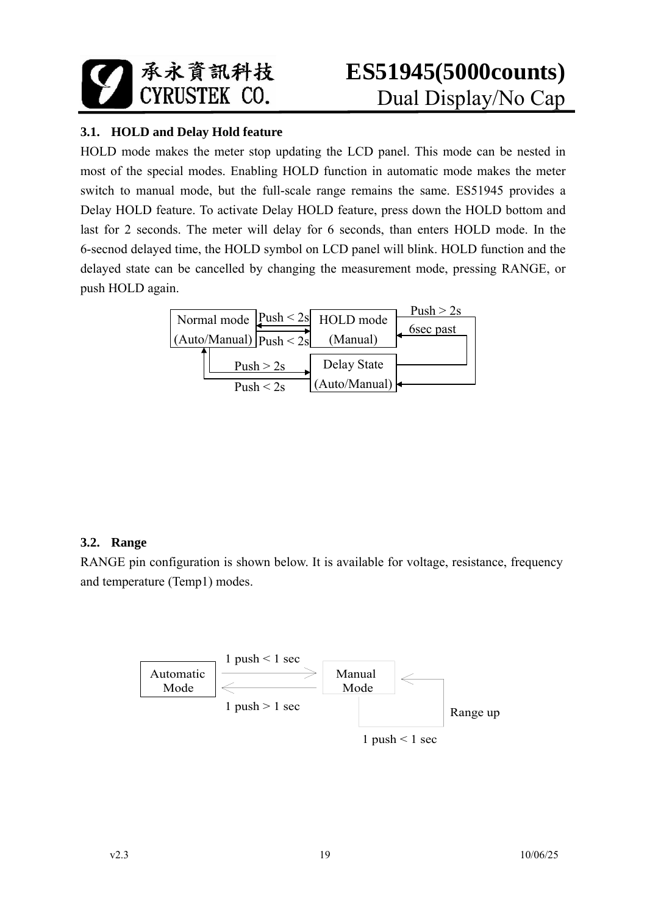### 3.1. HOLD and Delay Hold feature

HOLD mode makes the meter stop updating the LCD panel. This mode can be nested in most of the special modes. Enabling HOLD function in automatic mode makes the meter switch to manual mode, but the full-scale range remains the same. ES51945 provides a Delay HOLD feature. To activate Delay HOLD feature, press down the HOLD bottom and last for 2 seconds. The meter will delay for 6 seconds, than enters HOLD mode. In the 6-secnod delayed time, the HOLD symbol on LCD panel will blink. HOLD function and the delayed state can be cancelled by changing the measurement mode, pressing RANGE, or push HOLD again.

Normal mode (Auto/Manual) — Push < 2s → HOLD mode (Manual)

HOLD mode (Manual) — Push < 2s → Normal mode (Auto/Manual)

Normal mode (Auto/Manual) — Push > 2s → Delay State (Auto/Manual)

Delay State (Auto/Manual) — Push < 2s → Normal mode (Auto/Manual)

Delay State (Auto/Manual) — 6sec past → HOLD mode (Manual)

HOLD mode (Manual) — Push > 2s → Delay State (Auto/Manual)

### 3.2. Range

RANGE pin configuration is shown below. It is available for voltage, resistance, frequency and temperature (Temp1) modes.

Automatic Mode — 1 push < 1 sec → Manual Mode

Manual Mode — 1 push > 1 sec → Automatic Mode

Manual Mode — 1 push < 1 sec → Range up (Manual Mode)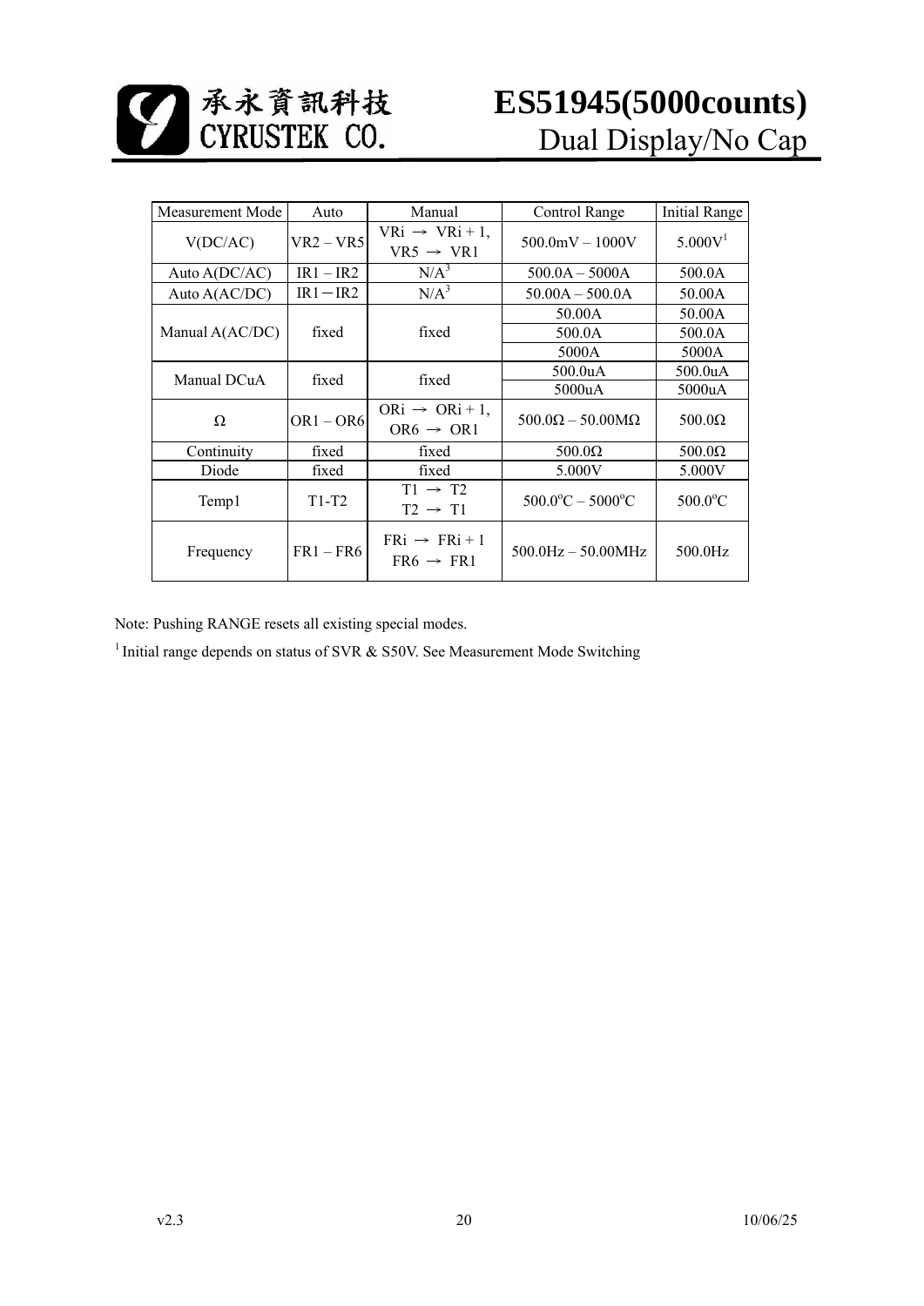| Measurement Mode | Auto | Manual | Control Range | Initial Range |
|---|---|---|---|---|
| V(DC/AC) | VR2 – VR5 | VRi → VRi + 1, VR5 → VR1 | 500.0mV – 1000V | 5.000V[1] |
| Auto A(DC/AC) | IR1 – IR2 | N/A[3] | 500.0A – 5000A | 500.0A |
| Auto A(AC/DC) | IR1－IR2 | N/A[3] | 50.00A – 500.0A | 50.00A |
| Manual A(AC/DC) | fixed | fixed | 50.00A | 50.00A |
| | | | 500.0A | 500.0A |
| | | | 5000A | 5000A |
| Manual DCuA | fixed | fixed | 500.0uA | 500.0uA |
| | | | 5000uA | 5000uA |
| Ω | OR1 – OR6 | ORi → ORi + 1, OR6 → OR1 | 500.0Ω – 50.00MΩ | 500.0Ω |
| Continuity | fixed | fixed | 500.0Ω | 500.0Ω |
| Diode | fixed | fixed | 5.000V | 5.000V |
| Temp1 | T1-T2 | T1 → T2, T2 → T1 | 500.0°C – 5000°C | 500.0°C |
| Frequency | FR1 – FR6 | FRi → FRi + 1, FR6 → FR1 | 500.0Hz – 50.00MHz | 500.0Hz |

Note: Pushing RANGE resets all existing special modes.

[1] Initial range depends on status of SVR & S50V. See Measurement Mode Switching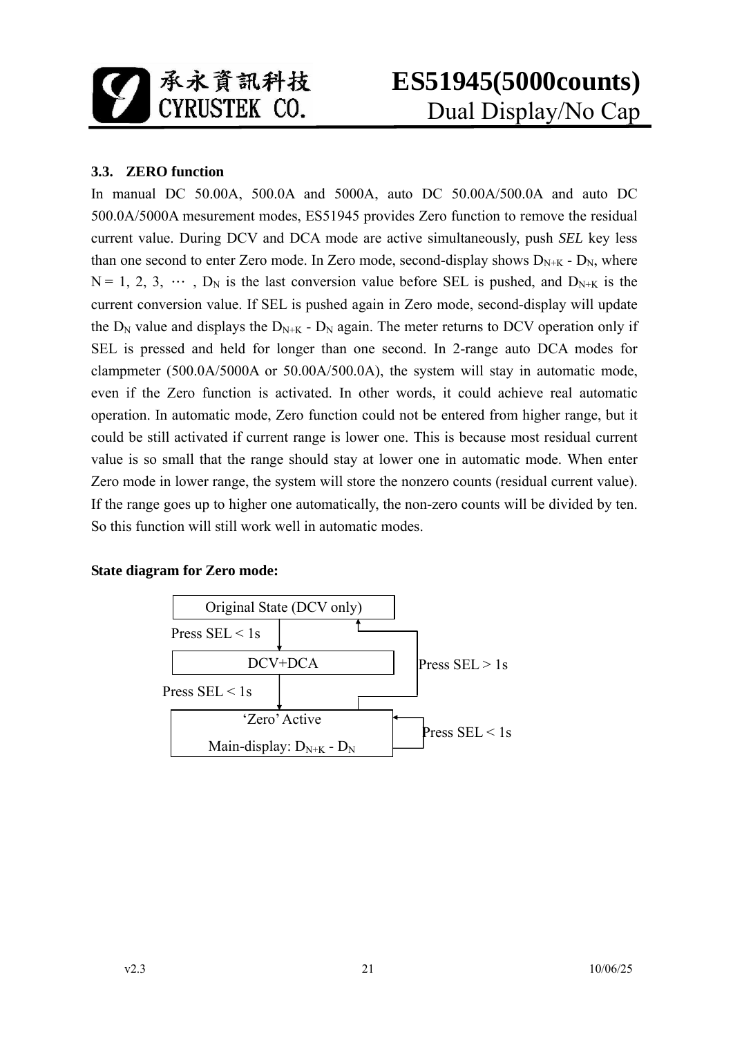### 3.3. ZERO function

In manual DC 50.00A, 500.0A and 5000A, auto DC 50.00A/500.0A and auto DC 500.0A/5000A mesurement modes, ES51945 provides Zero function to remove the residual current value. During DCV and DCA mode are active simultaneously, push *SEL* key less than one second to enter Zero mode. In Zero mode, second-display shows $D_{N+K}$ - $D_N$, where N = 1, 2, 3, ⋯ , $D_N$ is the last conversion value before SEL is pushed, and $D_{N+K}$ is the current conversion value. If SEL is pushed again in Zero mode, second-display will update the $D_N$ value and displays the $D_{N+K}$ - $D_N$ again. The meter returns to DCV operation only if SEL is pressed and held for longer than one second. In 2-range auto DCA modes for clampmeter (500.0A/5000A or 50.00A/500.0A), the system will stay in automatic mode, even if the Zero function is activated. In other words, it could achieve real automatic operation. In automatic mode, Zero function could not be entered from higher range, but it could be still activated if current range is lower one. This is because most residual current value is so small that the range should stay at lower one in automatic mode. When enter Zero mode in lower range, the system will store the nonzero counts (residual current value). If the range goes up to higher one automatically, the non-zero counts will be divided by ten. So this function will still work well in automatic modes.

**State diagram for Zero mode:**

Original State (DCV only)

Press SEL < 1s

DCV+DCA

Press SEL > 1s

Press SEL < 1s

'Zero' Active

Main-display: $D_{N+K}$ - $D_N$

Press SEL < 1s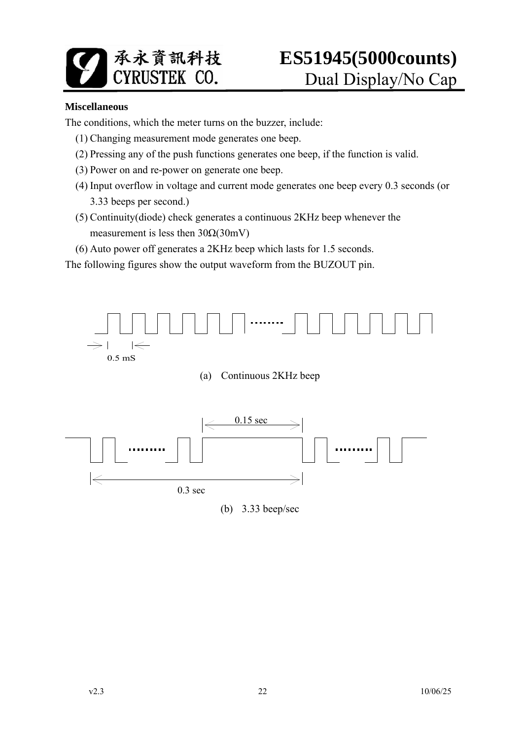**Miscellaneous**

The conditions, which the meter turns on the buzzer, include:

(1) Changing measurement mode generates one beep.

(2) Pressing any of the push functions generates one beep, if the function is valid.

(3) Power on and re-power on generate one beep.

(4) Input overflow in voltage and current mode generates one beep every 0.3 seconds (or 3.33 beeps per second.)

(5) Continuity(diode) check generates a continuous 2KHz beep whenever the measurement is less then 30Ω(30mV)

(6) Auto power off generates a 2KHz beep which lasts for 1.5 seconds.

The following figures show the output waveform from the BUZOUT pin.

0.5 mS

(a) Continuous 2KHz beep

0.15 sec

0.3 sec

(b) 3.33 beep/sec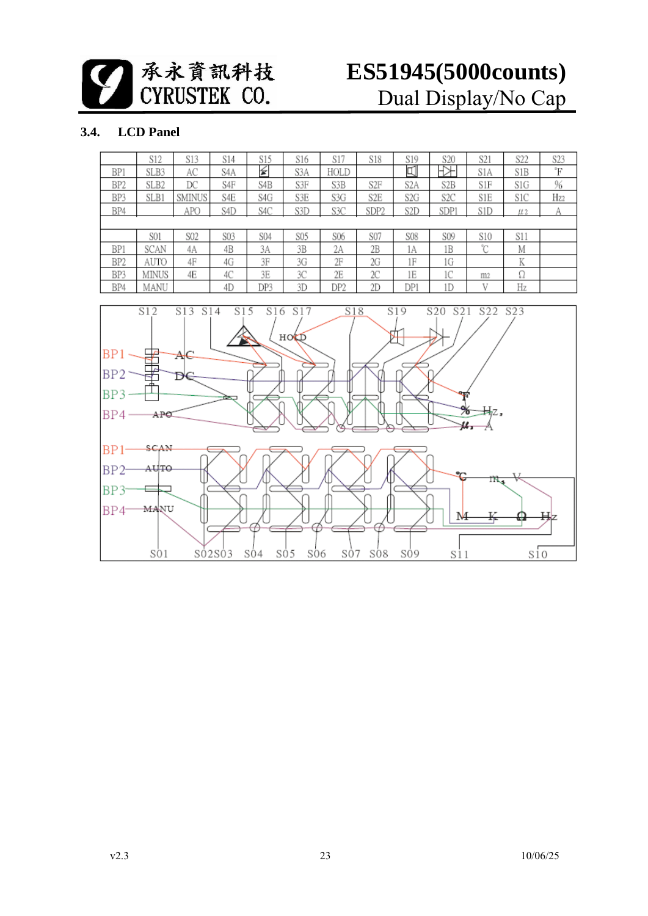### 3.4. LCD Panel

|  | S12 | S13 | S14 | S15 | S16 | S17 | S18 | S19 | S20 | S21 | S22 | S23 |
|---|---|---|---|---|---|---|---|---|---|---|---|---|
| BP1 | SLB3 | AC | S4A | ⚠ | S3A | HOLD |  | 🔈 | ⊳\|- | S1A | S1B | °F |
| BP2 | SLB2 | DC | S4F | S4B | S3F | S3B | S2F | S2A | S2B | S1F | S1G | % |
| BP3 | SLB1 | SMINUS | S4E | S4G | S3E | S3G | S2E | S2G | S2C | S1E | S1C | Hz2 |
| BP4 |  | APO | S4D | S4C | S3D | S3C | SDP2 | S2D | SDP1 | S1D | μ2 | A |
|  |  |  |  |  |  |  |  |  |  |  |  |  |
|  | S01 | S02 | S03 | S04 | S05 | S06 | S07 | S08 | S09 | S10 | S11 |  |
| BP1 | SCAN | 4A | 4B | 3A | 3B | 2A | 2B | 1A | 1B | ℃ | M |  |
| BP2 | AUTO | 4F | 4G | 3F | 3G | 2F | 2G | 1F | 1G |  | K |  |
| BP3 | MINUS | 4E | 4C | 3E | 3C | 2E | 2C | 1E | 1C | m2 | Ω |  |
| BP4 | MANU |  | 4D | DP3 | 3D | DP2 | 2D | DP1 | 1D | V | Hz |  |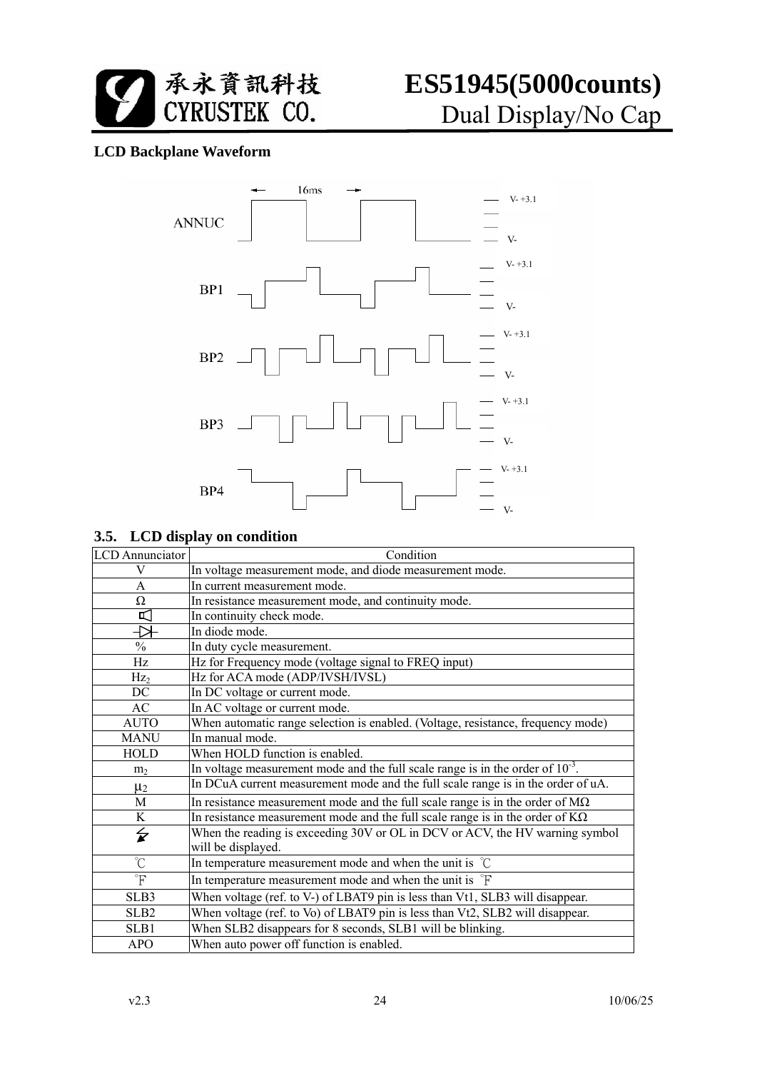**LCD Backplane Waveform**

16ms

ANNUC

BP1

BP2

BP3

BP4

V- +3.1

V-

### 3.5. LCD display on condition

| LCD Annunciator | Condition |
|---|---|
| V | In voltage measurement mode, and diode measurement mode. |
| A | In current measurement mode. |
| Ω | In resistance measurement mode, and continuity mode. |
| 🔈 | In continuity check mode. |
| ⊣▷⊢ | In diode mode. |
| % | In duty cycle measurement. |
| Hz | Hz for Frequency mode (voltage signal to FREQ input) |
| $Hz_2$ | Hz for ACA mode (ADP/IVSH/IVSL) |
| DC | In DC voltage or current mode. |
| AC | In AC voltage or current mode. |
| AUTO | When automatic range selection is enabled. (Voltage, resistance, frequency mode) |
| MANU | In manual mode. |
| HOLD | When HOLD function is enabled. |
| $m_2$ | In voltage measurement mode and the full scale range is in the order of $10^{-3}$. |
| $\mu_2$ | In DCuA current measurement mode and the full scale range is in the order of uA. |
| M | In resistance measurement mode and the full scale range is in the order of MΩ |
| K | In resistance measurement mode and the full scale range is in the order of KΩ |
| ⚡ | When the reading is exceeding 30V or OL in DCV or ACV, the HV warning symbol will be displayed. |
| ℃ | In temperature measurement mode and when the unit is ℃ |
| ℉ | In temperature measurement mode and when the unit is ℉ |
| SLB3 | When voltage (ref. to V-) of LBAT9 pin is less than Vt1, SLB3 will disappear. |
| SLB2 | When voltage (ref. to Vo) of LBAT9 pin is less than Vt2, SLB2 will disappear. |
| SLB1 | When SLB2 disappears for 8 seconds, SLB1 will be blinking. |
| APO | When auto power off function is enabled. |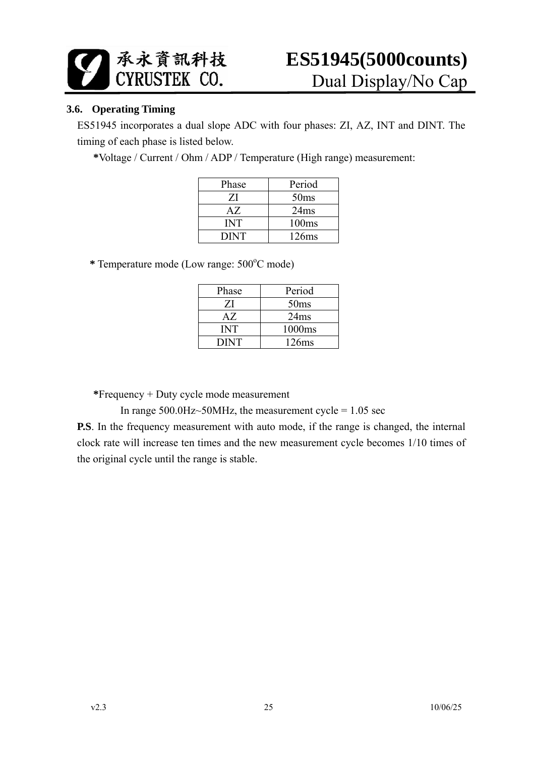### 3.6. Operating Timing

ES51945 incorporates a dual slope ADC with four phases: ZI, AZ, INT and DINT. The timing of each phase is listed below.

***Voltage / Current / Ohm / ADP / Temperature (High range) measurement:**

| Phase | Period |
|---|---|
| ZI | 50ms |
| AZ | 24ms |
| INT | 100ms |
| DINT | 126ms |

**\*** Temperature mode (Low range: 500$^{o}$C mode)

| Phase | Period |
|---|---|
| ZI | 50ms |
| AZ | 24ms |
| INT | 1000ms |
| DINT | 126ms |

***Frequency + Duty cycle mode measurement**

In range 500.0Hz~50MHz, the measurement cycle = 1.05 sec

**P.S**. In the frequency measurement with auto mode, if the range is changed, the internal clock rate will increase ten times and the new measurement cycle becomes 1/10 times of the original cycle until the range is stable.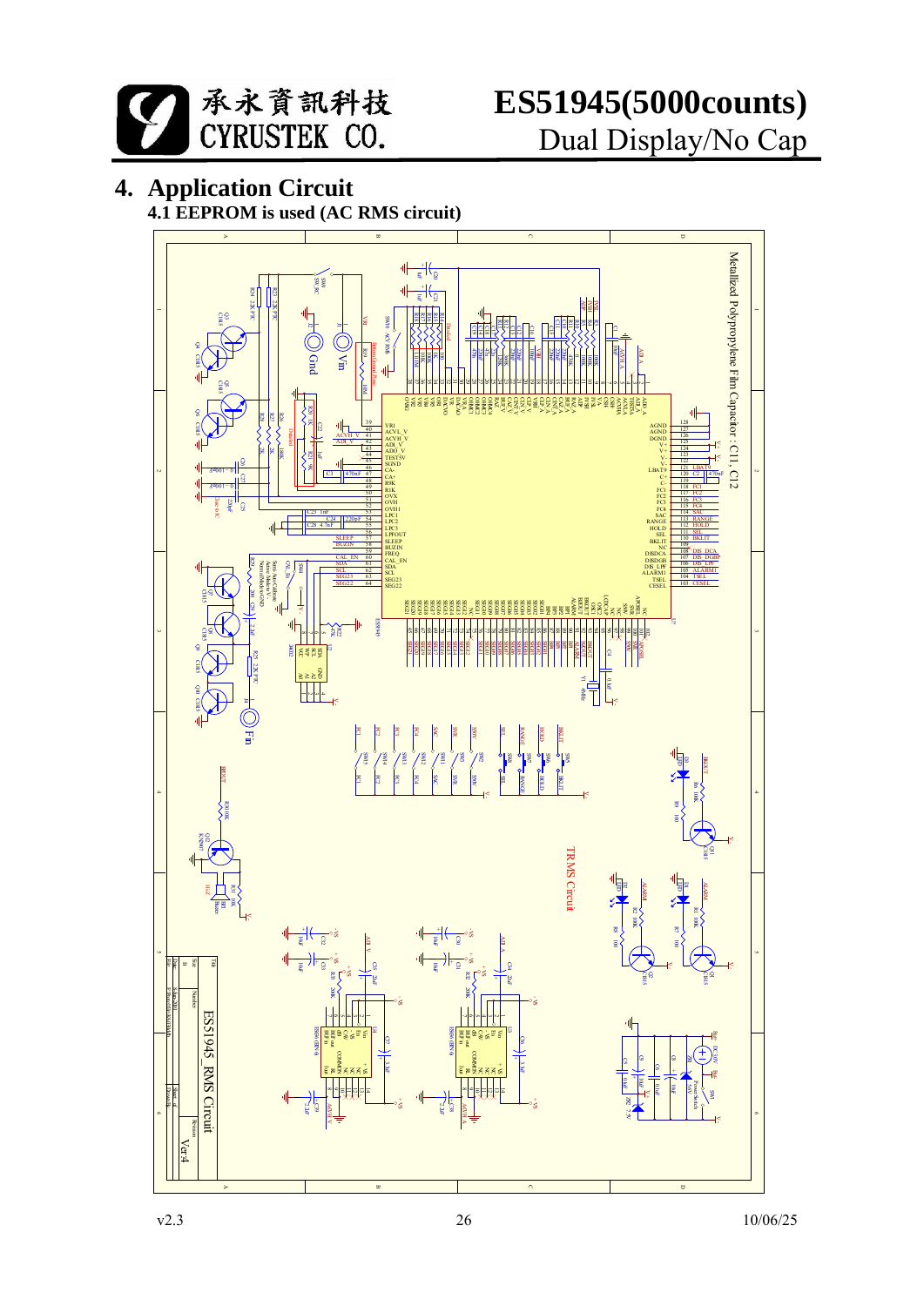## 4. Application Circuit

### 4.1 EEPROM is used (AC RMS circuit)

Metallized Polypropylene Film Capacitor : C11, C12

TRMS Circuit

ES51945_RMS Circuit

Ver.4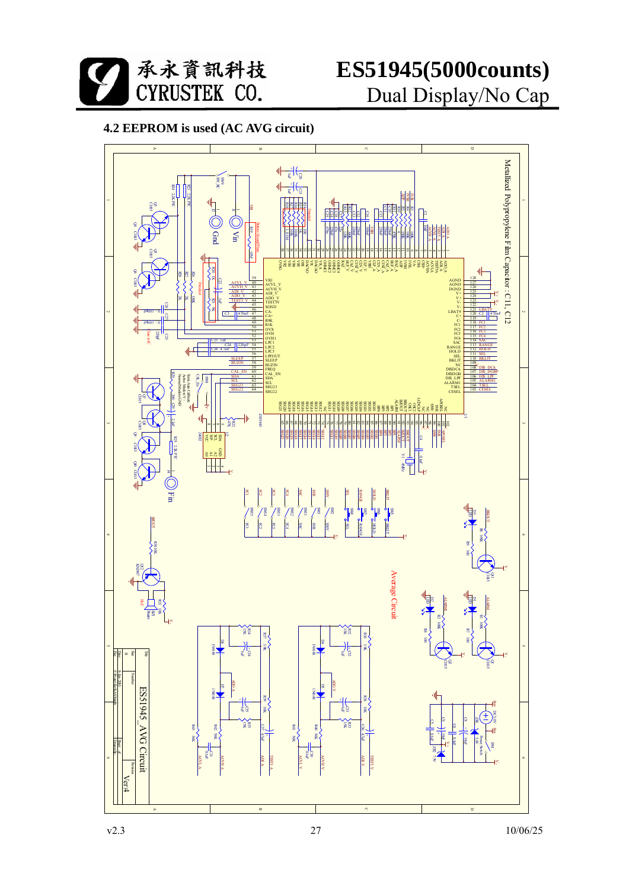## 4.2 EEPROM is used (AC AVG circuit)

Metallized Polypropylene Film Capacitor : C11, C12

Average Circuit

ES51945_AVG Circuit

Ver4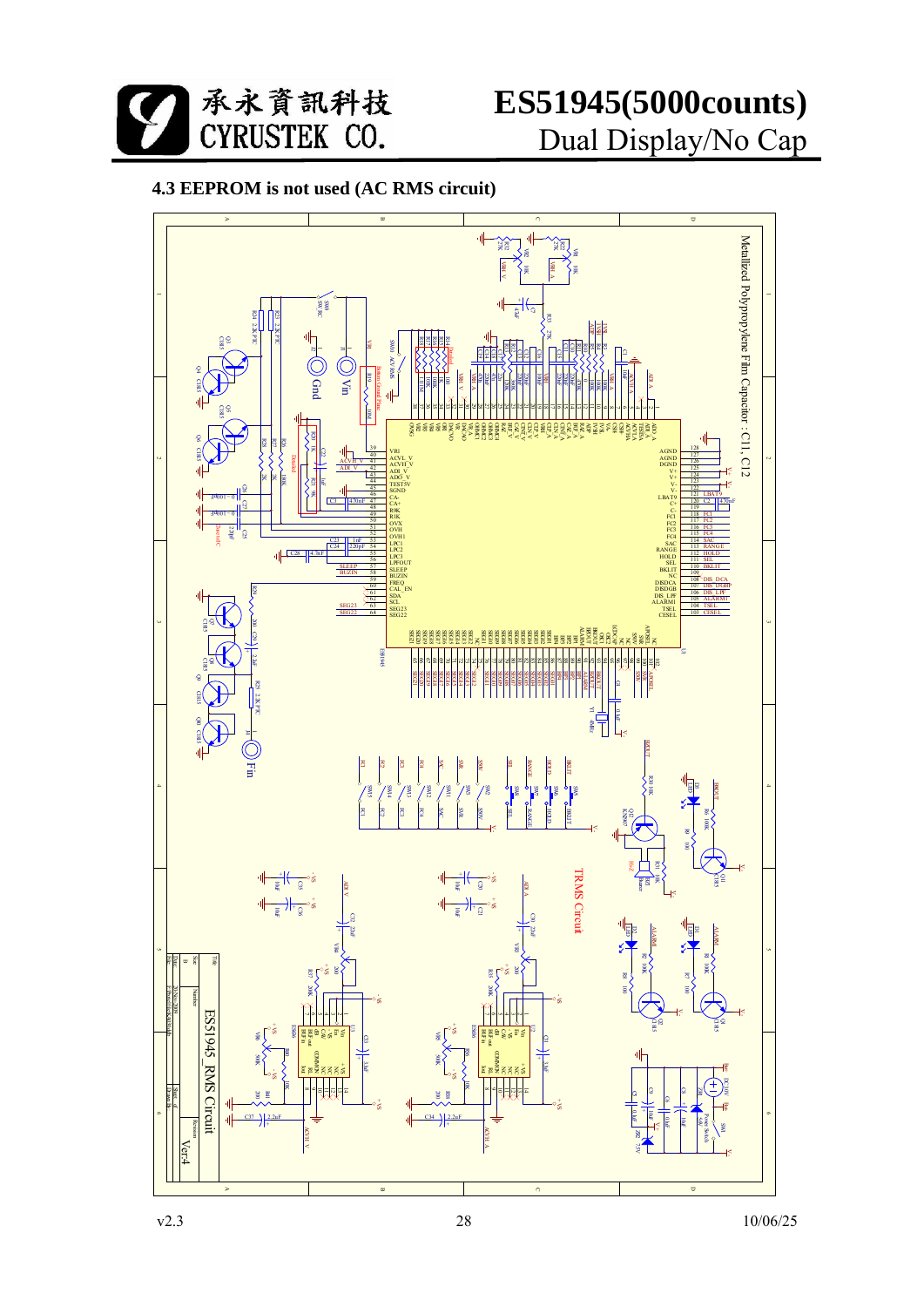## 4.3 EEPROM is not used (AC RMS circuit)

Metallized Polypropylene Film Capacitor : C11, C12

TRMS Circuit

ES51945_RMS Circuit

Ver4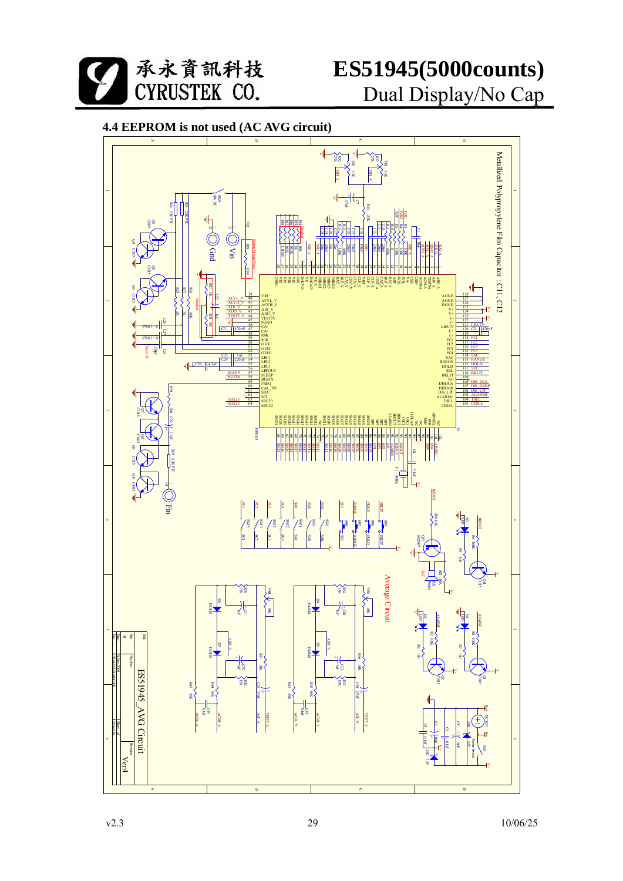## 4.4 EEPROM is not used (AC AVG circuit)

Metallized Polypropylene Film Capacitor : C11, C12

Average Circuit

ES51945_AVG Circuit

Ver4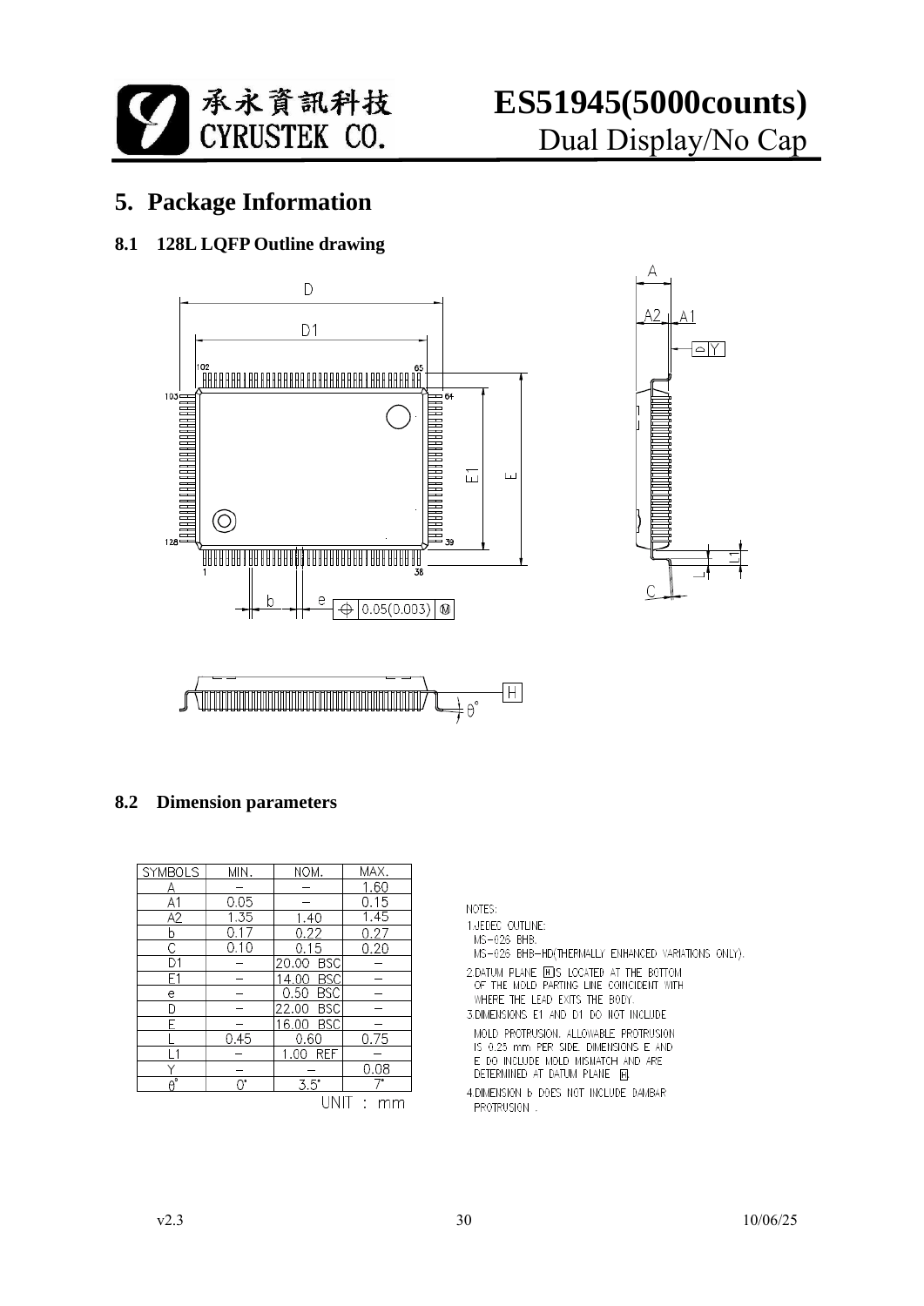## 5. Package Information

### 8.1 128L LQFP Outline drawing

D

D1

102

65

103

64

E1

E

128

39

1

38

b

e

0.05(0.003) M

A

A2

A1

Y

L1

L

C

H

θ°

### 8.2 Dimension parameters

| SYMBOLS | MIN. | NOM. | MAX. |
|---|---|---|---|
| A | – | – | 1.60 |
| A1 | 0.05 | – | 0.15 |
| A2 | 1.35 | 1.40 | 1.45 |
| b | 0.17 | 0.22 | 0.27 |
| C | 0.10 | 0.15 | 0.20 |
| D1 | – | 20.00 BSC | – |
| E1 | – | 14.00 BSC | – |
| e | – | 0.50 BSC | – |
| D | – | 22.00 BSC | – |
| E | – | 16.00 BSC | – |
| L | 0.45 | 0.60 | 0.75 |
| L1 | – | 1.00 REF | – |
| Y | – | – | 0.08 |
| θ° | 0° | 3.5° | 7° |

UNIT : mm

NOTES:

1.JEDEC OUTLINE:
MS-026 BHB.
MS-026 BHB-HD(THERMALLY ENHANCED VARIATIONS ONLY).

2.DATUM PLANE H IS LOCATED AT THE BOTTOM OF THE MOLD PARTING LINE COINCIDENT WITH WHERE THE LEAD EXITS THE BODY.

3.DIMENSIONS E1 AND D1 DO NOT INCLUDE MOLD PROTRUSION. ALLOWABLE PROTRUSION IS 0.25 mm PER SIDE. DIMENSIONS E AND E DO INCLUDE MOLD MISMATCH AND ARE DETERMINED AT DATUM PLANE H

4.DIMENSION b DOES NOT INCLUDE DAMBAR PROTRUSION .